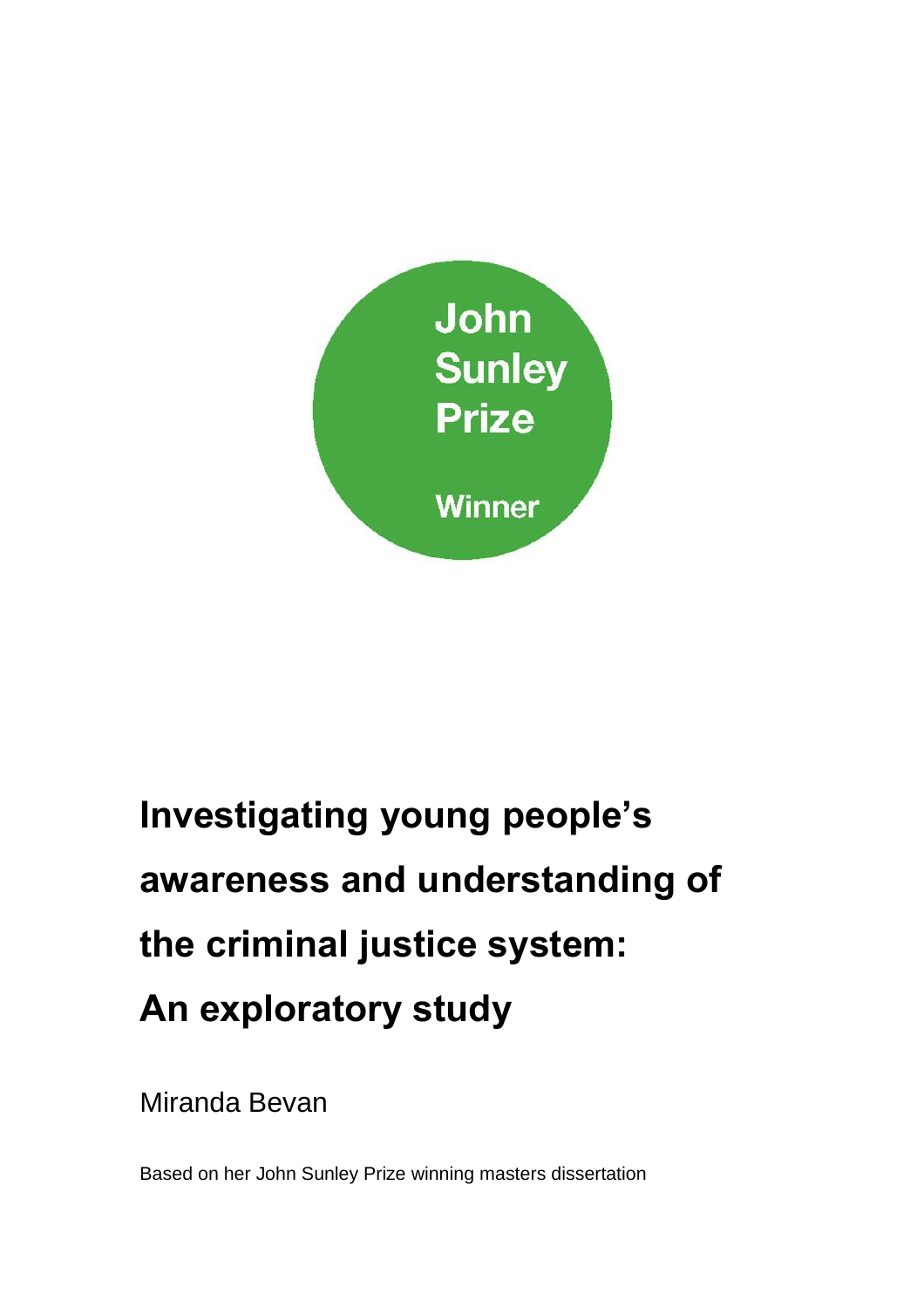John Sunley Prize

Winner

# Investigating young people's awareness and understanding of the criminal justice system: An exploratory study

Miranda Bevan

Based on her John Sunley Prize winning masters dissertation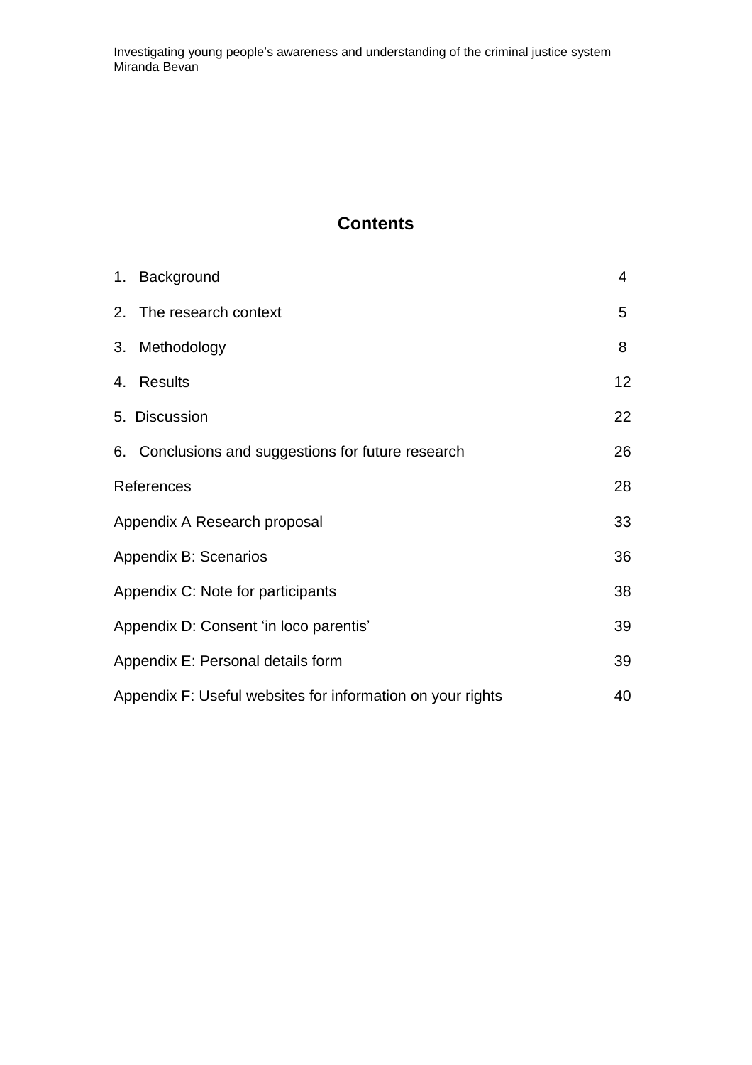# Contents

| | |
|---|---|
| 1. Background | 4 |
| 2. The research context | 5 |
| 3. Methodology | 8 |
| 4. Results | 12 |
| 5. Discussion | 22 |
| 6. Conclusions and suggestions for future research | 26 |
| References | 28 |
| Appendix A Research proposal | 33 |
| Appendix B: Scenarios | 36 |
| Appendix C: Note for participants | 38 |
| Appendix D: Consent 'in loco parentis' | 39 |
| Appendix E: Personal details form | 39 |
| Appendix F: Useful websites for information on your rights | 40 |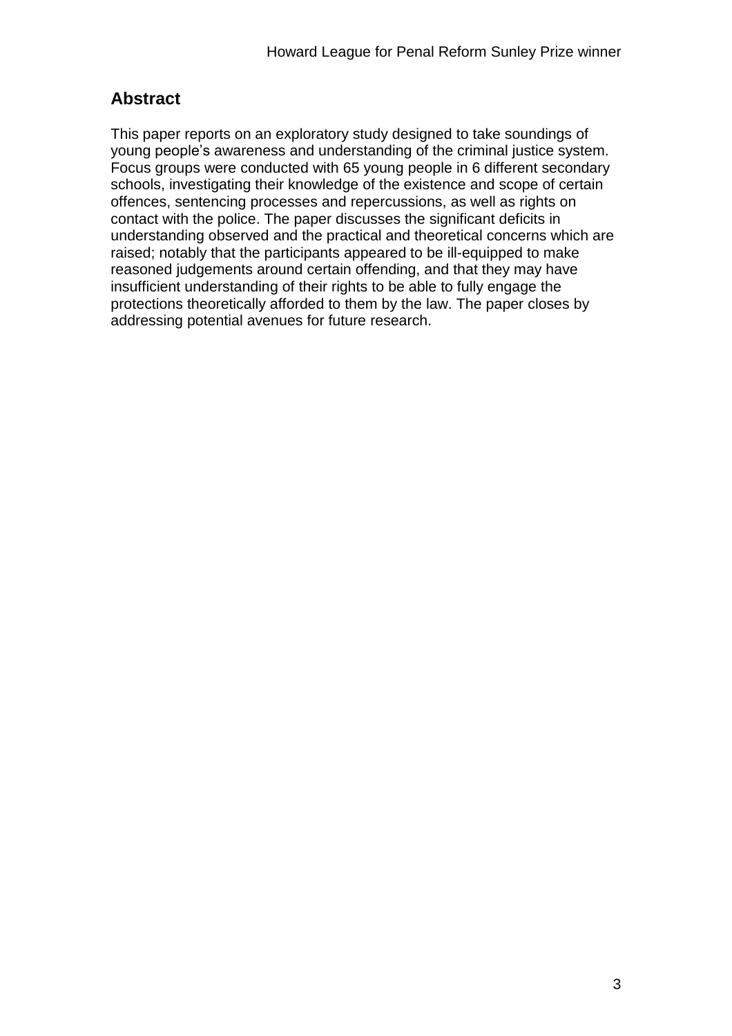## Abstract

This paper reports on an exploratory study designed to take soundings of young people's awareness and understanding of the criminal justice system. Focus groups were conducted with 65 young people in 6 different secondary schools, investigating their knowledge of the existence and scope of certain offences, sentencing processes and repercussions, as well as rights on contact with the police. The paper discusses the significant deficits in understanding observed and the practical and theoretical concerns which are raised; notably that the participants appeared to be ill-equipped to make reasoned judgements around certain offending, and that they may have insufficient understanding of their rights to be able to fully engage the protections theoretically afforded to them by the law. The paper closes by addressing potential avenues for future research.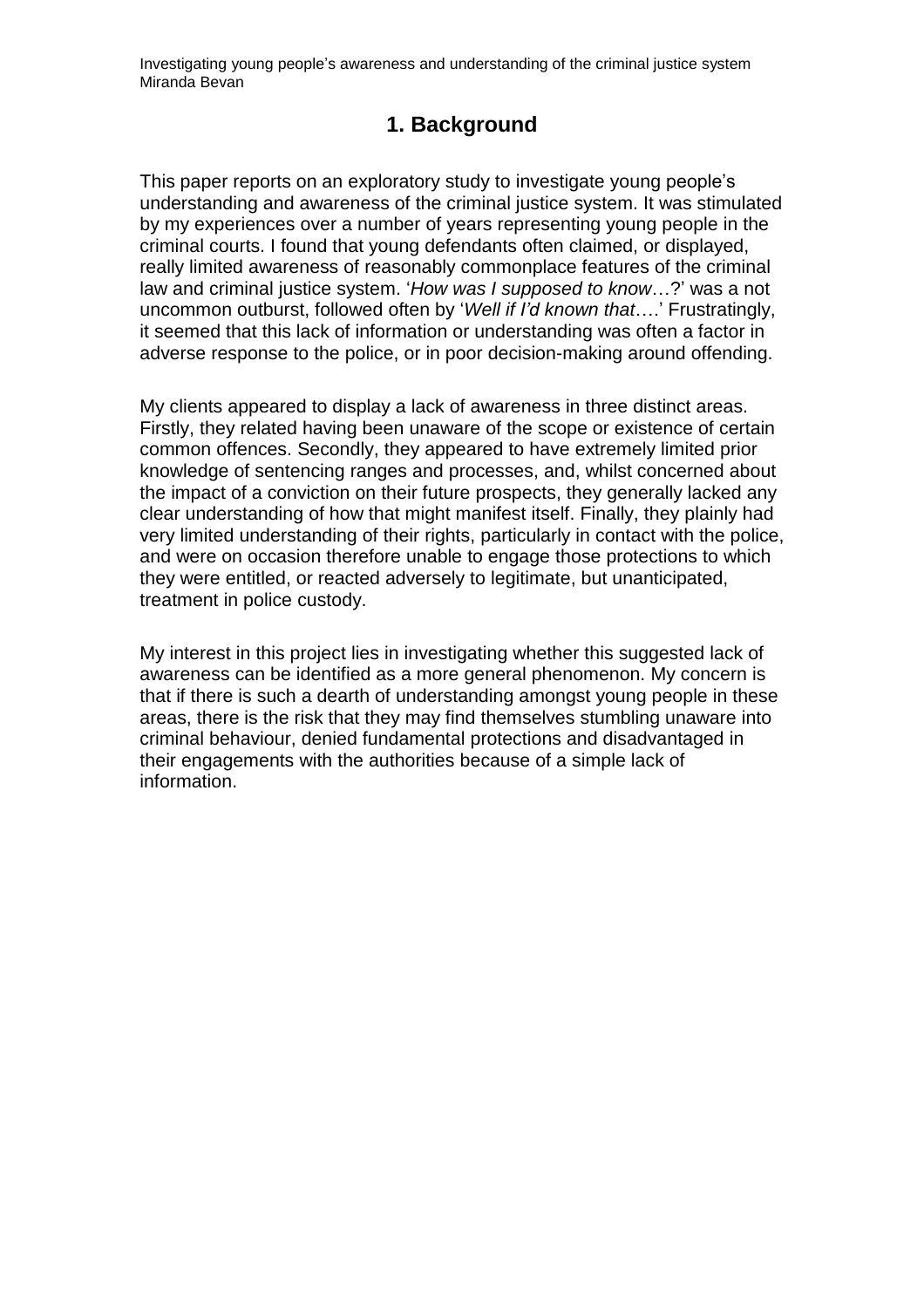# 1. Background

This paper reports on an exploratory study to investigate young people's understanding and awareness of the criminal justice system. It was stimulated by my experiences over a number of years representing young people in the criminal courts. I found that young defendants often claimed, or displayed, really limited awareness of reasonably commonplace features of the criminal law and criminal justice system. '*How was I supposed to know*…?' was a not uncommon outburst, followed often by '*Well if I'd known that*….' Frustratingly, it seemed that this lack of information or understanding was often a factor in adverse response to the police, or in poor decision-making around offending.

My clients appeared to display a lack of awareness in three distinct areas. Firstly, they related having been unaware of the scope or existence of certain common offences. Secondly, they appeared to have extremely limited prior knowledge of sentencing ranges and processes, and, whilst concerned about the impact of a conviction on their future prospects, they generally lacked any clear understanding of how that might manifest itself. Finally, they plainly had very limited understanding of their rights, particularly in contact with the police, and were on occasion therefore unable to engage those protections to which they were entitled, or reacted adversely to legitimate, but unanticipated, treatment in police custody.

My interest in this project lies in investigating whether this suggested lack of awareness can be identified as a more general phenomenon. My concern is that if there is such a dearth of understanding amongst young people in these areas, there is the risk that they may find themselves stumbling unaware into criminal behaviour, denied fundamental protections and disadvantaged in their engagements with the authorities because of a simple lack of information.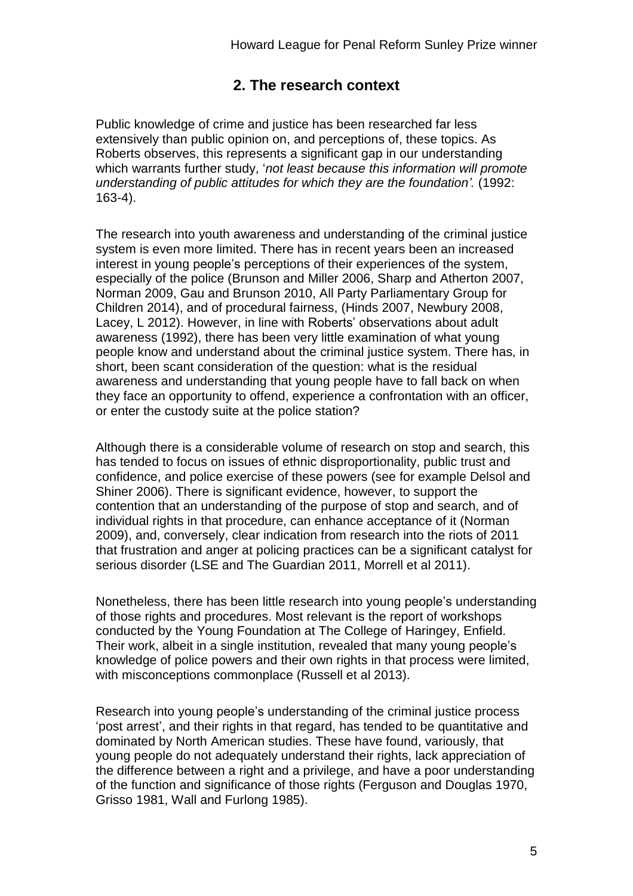## 2. The research context

Public knowledge of crime and justice has been researched far less extensively than public opinion on, and perceptions of, these topics. As Roberts observes, this represents a significant gap in our understanding which warrants further study, '*not least because this information will promote understanding of public attitudes for which they are the foundation'.* (1992: 163-4).

The research into youth awareness and understanding of the criminal justice system is even more limited. There has in recent years been an increased interest in young people's perceptions of their experiences of the system, especially of the police (Brunson and Miller 2006, Sharp and Atherton 2007, Norman 2009, Gau and Brunson 2010, All Party Parliamentary Group for Children 2014), and of procedural fairness, (Hinds 2007, Newbury 2008, Lacey, L 2012). However, in line with Roberts' observations about adult awareness (1992), there has been very little examination of what young people know and understand about the criminal justice system. There has, in short, been scant consideration of the question: what is the residual awareness and understanding that young people have to fall back on when they face an opportunity to offend, experience a confrontation with an officer, or enter the custody suite at the police station?

Although there is a considerable volume of research on stop and search, this has tended to focus on issues of ethnic disproportionality, public trust and confidence, and police exercise of these powers (see for example Delsol and Shiner 2006). There is significant evidence, however, to support the contention that an understanding of the purpose of stop and search, and of individual rights in that procedure, can enhance acceptance of it (Norman 2009), and, conversely, clear indication from research into the riots of 2011 that frustration and anger at policing practices can be a significant catalyst for serious disorder (LSE and The Guardian 2011, Morrell et al 2011).

Nonetheless, there has been little research into young people's understanding of those rights and procedures. Most relevant is the report of workshops conducted by the Young Foundation at The College of Haringey, Enfield. Their work, albeit in a single institution, revealed that many young people's knowledge of police powers and their own rights in that process were limited, with misconceptions commonplace (Russell et al 2013).

Research into young people's understanding of the criminal justice process 'post arrest', and their rights in that regard, has tended to be quantitative and dominated by North American studies. These have found, variously, that young people do not adequately understand their rights, lack appreciation of the difference between a right and a privilege, and have a poor understanding of the function and significance of those rights (Ferguson and Douglas 1970, Grisso 1981, Wall and Furlong 1985).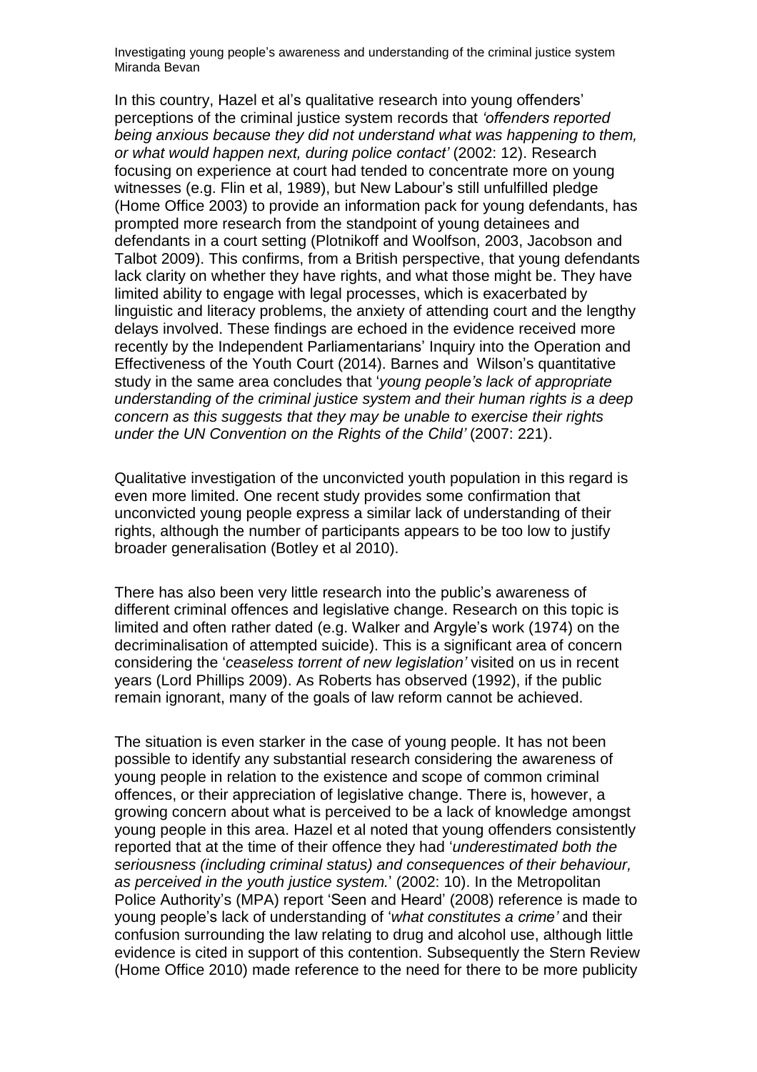In this country, Hazel et al's qualitative research into young offenders' perceptions of the criminal justice system records that *'offenders reported being anxious because they did not understand what was happening to them, or what would happen next, during police contact'* (2002: 12). Research focusing on experience at court had tended to concentrate more on young witnesses (e.g. Flin et al, 1989), but New Labour's still unfulfilled pledge (Home Office 2003) to provide an information pack for young defendants, has prompted more research from the standpoint of young detainees and defendants in a court setting (Plotnikoff and Woolfson, 2003, Jacobson and Talbot 2009). This confirms, from a British perspective, that young defendants lack clarity on whether they have rights, and what those might be. They have limited ability to engage with legal processes, which is exacerbated by linguistic and literacy problems, the anxiety of attending court and the lengthy delays involved. These findings are echoed in the evidence received more recently by the Independent Parliamentarians' Inquiry into the Operation and Effectiveness of the Youth Court (2014). Barnes and Wilson's quantitative study in the same area concludes that '*young people's lack of appropriate understanding of the criminal justice system and their human rights is a deep concern as this suggests that they may be unable to exercise their rights under the UN Convention on the Rights of the Child'* (2007: 221).

Qualitative investigation of the unconvicted youth population in this regard is even more limited. One recent study provides some confirmation that unconvicted young people express a similar lack of understanding of their rights, although the number of participants appears to be too low to justify broader generalisation (Botley et al 2010).

There has also been very little research into the public's awareness of different criminal offences and legislative change. Research on this topic is limited and often rather dated (e.g. Walker and Argyle's work (1974) on the decriminalisation of attempted suicide). This is a significant area of concern considering the '*ceaseless torrent of new legislation'* visited on us in recent years (Lord Phillips 2009). As Roberts has observed (1992), if the public remain ignorant, many of the goals of law reform cannot be achieved.

The situation is even starker in the case of young people. It has not been possible to identify any substantial research considering the awareness of young people in relation to the existence and scope of common criminal offences, or their appreciation of legislative change. There is, however, a growing concern about what is perceived to be a lack of knowledge amongst young people in this area. Hazel et al noted that young offenders consistently reported that at the time of their offence they had '*underestimated both the seriousness (including criminal status) and consequences of their behaviour, as perceived in the youth justice system.*' (2002: 10). In the Metropolitan Police Authority's (MPA) report 'Seen and Heard' (2008) reference is made to young people's lack of understanding of '*what constitutes a crime'* and their confusion surrounding the law relating to drug and alcohol use, although little evidence is cited in support of this contention. Subsequently the Stern Review (Home Office 2010) made reference to the need for there to be more publicity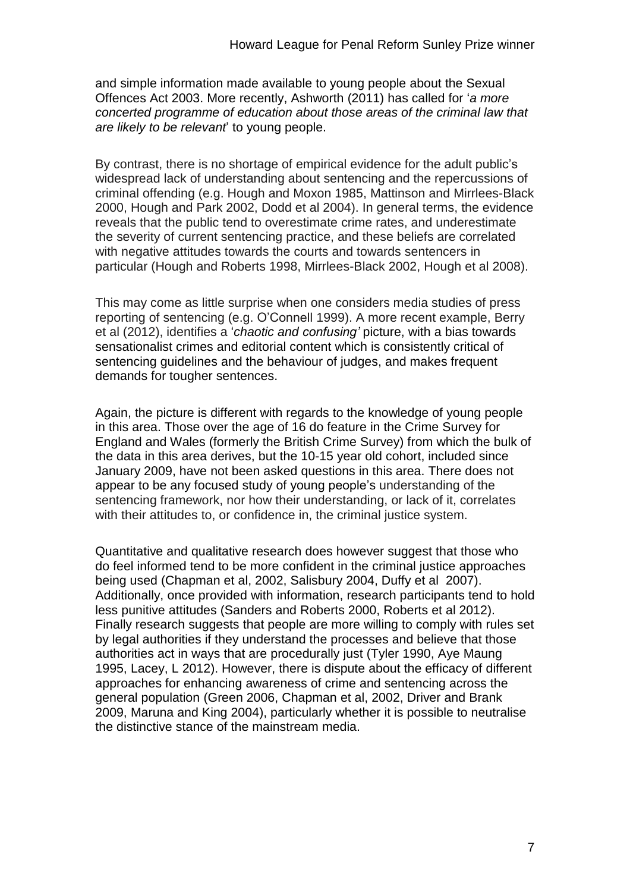and simple information made available to young people about the Sexual Offences Act 2003. More recently, Ashworth (2011) has called for '*a more concerted programme of education about those areas of the criminal law that are likely to be relevant*' to young people.

By contrast, there is no shortage of empirical evidence for the adult public's widespread lack of understanding about sentencing and the repercussions of criminal offending (e.g. Hough and Moxon 1985, Mattinson and Mirrlees-Black 2000, Hough and Park 2002, Dodd et al 2004). In general terms, the evidence reveals that the public tend to overestimate crime rates, and underestimate the severity of current sentencing practice, and these beliefs are correlated with negative attitudes towards the courts and towards sentencers in particular (Hough and Roberts 1998, Mirrlees-Black 2002, Hough et al 2008).

This may come as little surprise when one considers media studies of press reporting of sentencing (e.g. O'Connell 1999). A more recent example, Berry et al (2012), identifies a '*chaotic and confusing'* picture, with a bias towards sensationalist crimes and editorial content which is consistently critical of sentencing guidelines and the behaviour of judges, and makes frequent demands for tougher sentences.

Again, the picture is different with regards to the knowledge of young people in this area. Those over the age of 16 do feature in the Crime Survey for England and Wales (formerly the British Crime Survey) from which the bulk of the data in this area derives, but the 10-15 year old cohort, included since January 2009, have not been asked questions in this area. There does not appear to be any focused study of young people's understanding of the sentencing framework, nor how their understanding, or lack of it, correlates with their attitudes to, or confidence in, the criminal justice system.

Quantitative and qualitative research does however suggest that those who do feel informed tend to be more confident in the criminal justice approaches being used (Chapman et al, 2002, Salisbury 2004, Duffy et al 2007). Additionally, once provided with information, research participants tend to hold less punitive attitudes (Sanders and Roberts 2000, Roberts et al 2012). Finally research suggests that people are more willing to comply with rules set by legal authorities if they understand the processes and believe that those authorities act in ways that are procedurally just (Tyler 1990, Aye Maung 1995, Lacey, L 2012). However, there is dispute about the efficacy of different approaches for enhancing awareness of crime and sentencing across the general population (Green 2006, Chapman et al, 2002, Driver and Brank 2009, Maruna and King 2004), particularly whether it is possible to neutralise the distinctive stance of the mainstream media.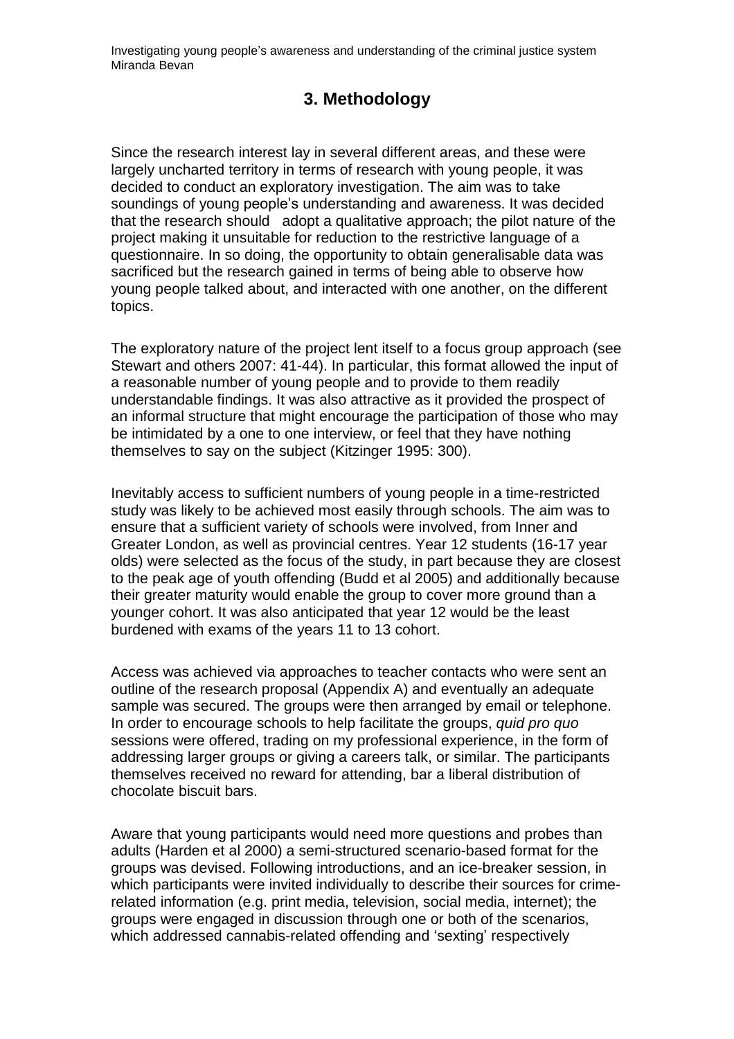## 3. Methodology

Since the research interest lay in several different areas, and these were largely uncharted territory in terms of research with young people, it was decided to conduct an exploratory investigation. The aim was to take soundings of young people's understanding and awareness. It was decided that the research should adopt a qualitative approach; the pilot nature of the project making it unsuitable for reduction to the restrictive language of a questionnaire. In so doing, the opportunity to obtain generalisable data was sacrificed but the research gained in terms of being able to observe how young people talked about, and interacted with one another, on the different topics.

The exploratory nature of the project lent itself to a focus group approach (see Stewart and others 2007: 41-44). In particular, this format allowed the input of a reasonable number of young people and to provide to them readily understandable findings. It was also attractive as it provided the prospect of an informal structure that might encourage the participation of those who may be intimidated by a one to one interview, or feel that they have nothing themselves to say on the subject (Kitzinger 1995: 300).

Inevitably access to sufficient numbers of young people in a time-restricted study was likely to be achieved most easily through schools. The aim was to ensure that a sufficient variety of schools were involved, from Inner and Greater London, as well as provincial centres. Year 12 students (16-17 year olds) were selected as the focus of the study, in part because they are closest to the peak age of youth offending (Budd et al 2005) and additionally because their greater maturity would enable the group to cover more ground than a younger cohort. It was also anticipated that year 12 would be the least burdened with exams of the years 11 to 13 cohort.

Access was achieved via approaches to teacher contacts who were sent an outline of the research proposal (Appendix A) and eventually an adequate sample was secured. The groups were then arranged by email or telephone. In order to encourage schools to help facilitate the groups, *quid pro quo* sessions were offered, trading on my professional experience, in the form of addressing larger groups or giving a careers talk, or similar. The participants themselves received no reward for attending, bar a liberal distribution of chocolate biscuit bars.

Aware that young participants would need more questions and probes than adults (Harden et al 2000) a semi-structured scenario-based format for the groups was devised. Following introductions, and an ice-breaker session, in which participants were invited individually to describe their sources for crime-related information (e.g. print media, television, social media, internet); the groups were engaged in discussion through one or both of the scenarios, which addressed cannabis-related offending and 'sexting' respectively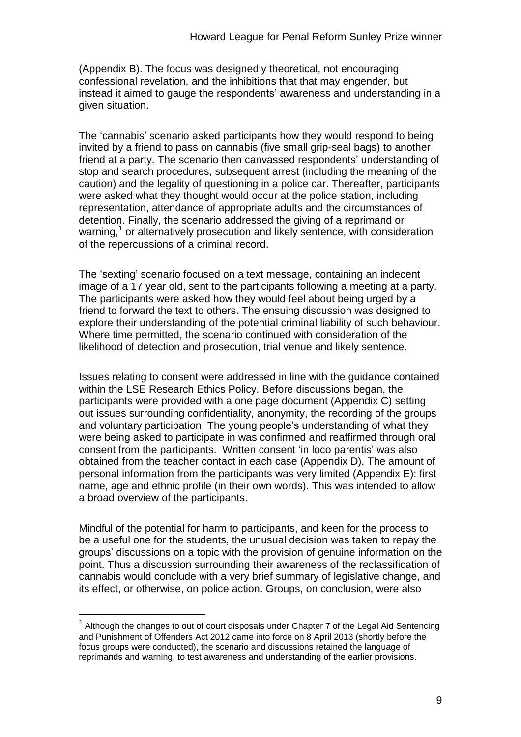(Appendix B). The focus was designedly theoretical, not encouraging confessional revelation, and the inhibitions that that may engender, but instead it aimed to gauge the respondents' awareness and understanding in a given situation.

The 'cannabis' scenario asked participants how they would respond to being invited by a friend to pass on cannabis (five small grip-seal bags) to another friend at a party. The scenario then canvassed respondents' understanding of stop and search procedures, subsequent arrest (including the meaning of the caution) and the legality of questioning in a police car. Thereafter, participants were asked what they thought would occur at the police station, including representation, attendance of appropriate adults and the circumstances of detention. Finally, the scenario addressed the giving of a reprimand or warning,[1] or alternatively prosecution and likely sentence, with consideration of the repercussions of a criminal record.

The 'sexting' scenario focused on a text message, containing an indecent image of a 17 year old, sent to the participants following a meeting at a party. The participants were asked how they would feel about being urged by a friend to forward the text to others. The ensuing discussion was designed to explore their understanding of the potential criminal liability of such behaviour. Where time permitted, the scenario continued with consideration of the likelihood of detection and prosecution, trial venue and likely sentence.

Issues relating to consent were addressed in line with the guidance contained within the LSE Research Ethics Policy. Before discussions began, the participants were provided with a one page document (Appendix C) setting out issues surrounding confidentiality, anonymity, the recording of the groups and voluntary participation. The young people's understanding of what they were being asked to participate in was confirmed and reaffirmed through oral consent from the participants. Written consent 'in loco parentis' was also obtained from the teacher contact in each case (Appendix D). The amount of personal information from the participants was very limited (Appendix E): first name, age and ethnic profile (in their own words). This was intended to allow a broad overview of the participants.

Mindful of the potential for harm to participants, and keen for the process to be a useful one for the students, the unusual decision was taken to repay the groups' discussions on a topic with the provision of genuine information on the point. Thus a discussion surrounding their awareness of the reclassification of cannabis would conclude with a very brief summary of legislative change, and its effect, or otherwise, on police action. Groups, on conclusion, were also

[1] Although the changes to out of court disposals under Chapter 7 of the Legal Aid Sentencing and Punishment of Offenders Act 2012 came into force on 8 April 2013 (shortly before the focus groups were conducted), the scenario and discussions retained the language of reprimands and warning, to test awareness and understanding of the earlier provisions.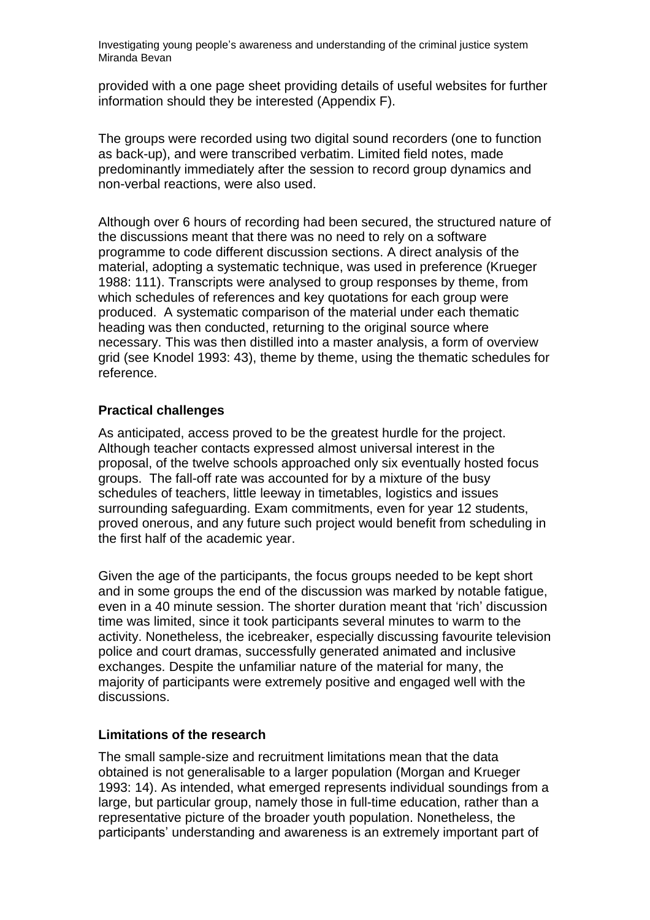provided with a one page sheet providing details of useful websites for further information should they be interested (Appendix F).

The groups were recorded using two digital sound recorders (one to function as back-up), and were transcribed verbatim. Limited field notes, made predominantly immediately after the session to record group dynamics and non-verbal reactions, were also used.

Although over 6 hours of recording had been secured, the structured nature of the discussions meant that there was no need to rely on a software programme to code different discussion sections. A direct analysis of the material, adopting a systematic technique, was used in preference (Krueger 1988: 111). Transcripts were analysed to group responses by theme, from which schedules of references and key quotations for each group were produced. A systematic comparison of the material under each thematic heading was then conducted, returning to the original source where necessary. This was then distilled into a master analysis, a form of overview grid (see Knodel 1993: 43), theme by theme, using the thematic schedules for reference.

### Practical challenges

As anticipated, access proved to be the greatest hurdle for the project. Although teacher contacts expressed almost universal interest in the proposal, of the twelve schools approached only six eventually hosted focus groups. The fall-off rate was accounted for by a mixture of the busy schedules of teachers, little leeway in timetables, logistics and issues surrounding safeguarding. Exam commitments, even for year 12 students, proved onerous, and any future such project would benefit from scheduling in the first half of the academic year.

Given the age of the participants, the focus groups needed to be kept short and in some groups the end of the discussion was marked by notable fatigue, even in a 40 minute session. The shorter duration meant that 'rich' discussion time was limited, since it took participants several minutes to warm to the activity. Nonetheless, the icebreaker, especially discussing favourite television police and court dramas, successfully generated animated and inclusive exchanges. Despite the unfamiliar nature of the material for many, the majority of participants were extremely positive and engaged well with the discussions.

### Limitations of the research

The small sample-size and recruitment limitations mean that the data obtained is not generalisable to a larger population (Morgan and Krueger 1993: 14). As intended, what emerged represents individual soundings from a large, but particular group, namely those in full-time education, rather than a representative picture of the broader youth population. Nonetheless, the participants' understanding and awareness is an extremely important part of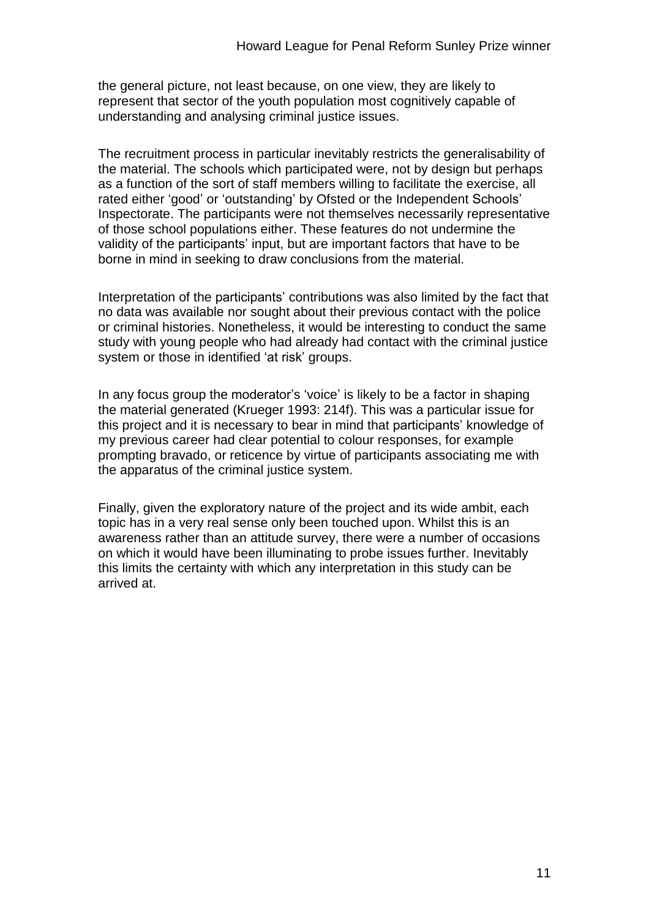the general picture, not least because, on one view, they are likely to represent that sector of the youth population most cognitively capable of understanding and analysing criminal justice issues.

The recruitment process in particular inevitably restricts the generalisability of the material. The schools which participated were, not by design but perhaps as a function of the sort of staff members willing to facilitate the exercise, all rated either 'good' or 'outstanding' by Ofsted or the Independent Schools' Inspectorate. The participants were not themselves necessarily representative of those school populations either. These features do not undermine the validity of the participants' input, but are important factors that have to be borne in mind in seeking to draw conclusions from the material.

Interpretation of the participants' contributions was also limited by the fact that no data was available nor sought about their previous contact with the police or criminal histories. Nonetheless, it would be interesting to conduct the same study with young people who had already had contact with the criminal justice system or those in identified 'at risk' groups.

In any focus group the moderator's 'voice' is likely to be a factor in shaping the material generated (Krueger 1993: 214f). This was a particular issue for this project and it is necessary to bear in mind that participants' knowledge of my previous career had clear potential to colour responses, for example prompting bravado, or reticence by virtue of participants associating me with the apparatus of the criminal justice system.

Finally, given the exploratory nature of the project and its wide ambit, each topic has in a very real sense only been touched upon. Whilst this is an awareness rather than an attitude survey, there were a number of occasions on which it would have been illuminating to probe issues further. Inevitably this limits the certainty with which any interpretation in this study can be arrived at.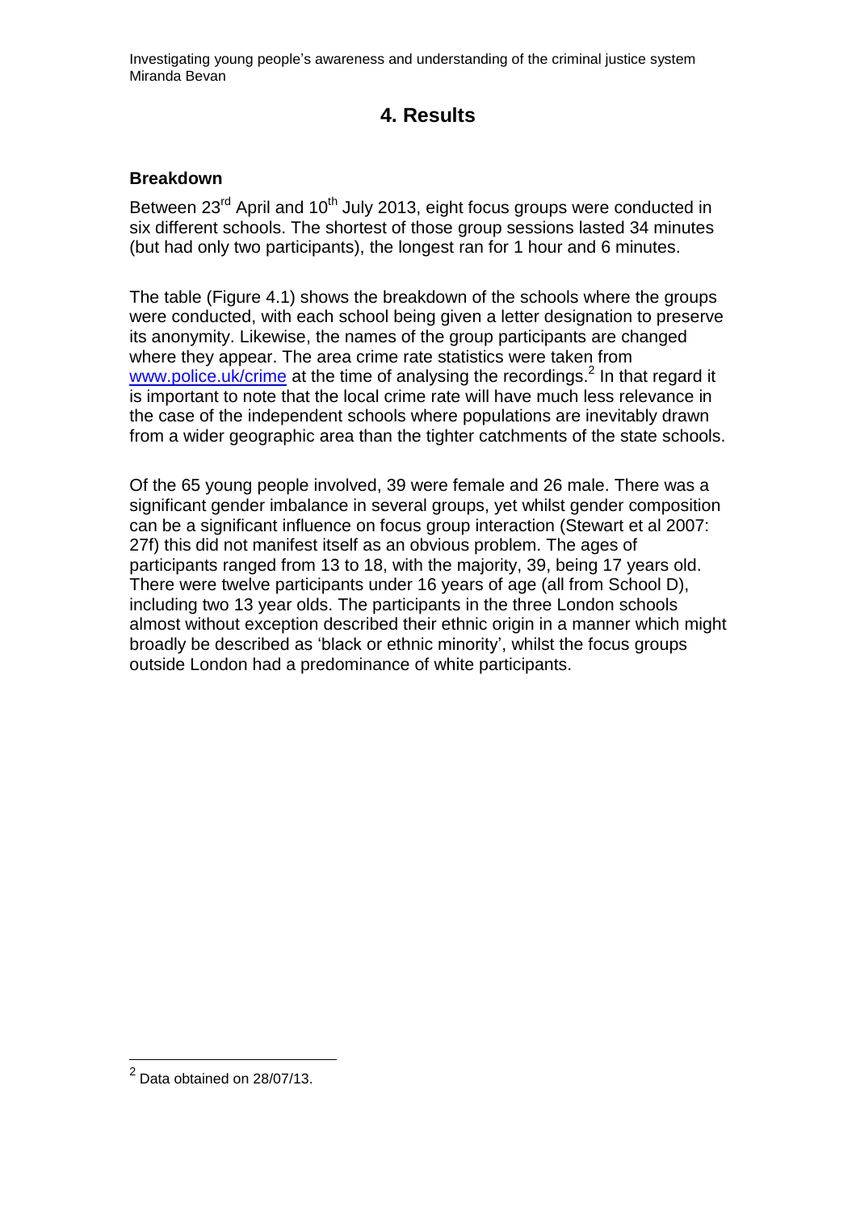# 4. Results

### Breakdown

Between 23rd April and 10th July 2013, eight focus groups were conducted in six different schools. The shortest of those group sessions lasted 34 minutes (but had only two participants), the longest ran for 1 hour and 6 minutes.

The table (Figure 4.1) shows the breakdown of the schools where the groups were conducted, with each school being given a letter designation to preserve its anonymity. Likewise, the names of the group participants are changed where they appear. The area crime rate statistics were taken from www.police.uk/crime at the time of analysing the recordings.[2] In that regard it is important to note that the local crime rate will have much less relevance in the case of the independent schools where populations are inevitably drawn from a wider geographic area than the tighter catchments of the state schools.

Of the 65 young people involved, 39 were female and 26 male. There was a significant gender imbalance in several groups, yet whilst gender composition can be a significant influence on focus group interaction (Stewart et al 2007: 27f) this did not manifest itself as an obvious problem. The ages of participants ranged from 13 to 18, with the majority, 39, being 17 years old. There were twelve participants under 16 years of age (all from School D), including two 13 year olds. The participants in the three London schools almost without exception described their ethnic origin in a manner which might broadly be described as 'black or ethnic minority', whilst the focus groups outside London had a predominance of white participants.

[2] Data obtained on 28/07/13.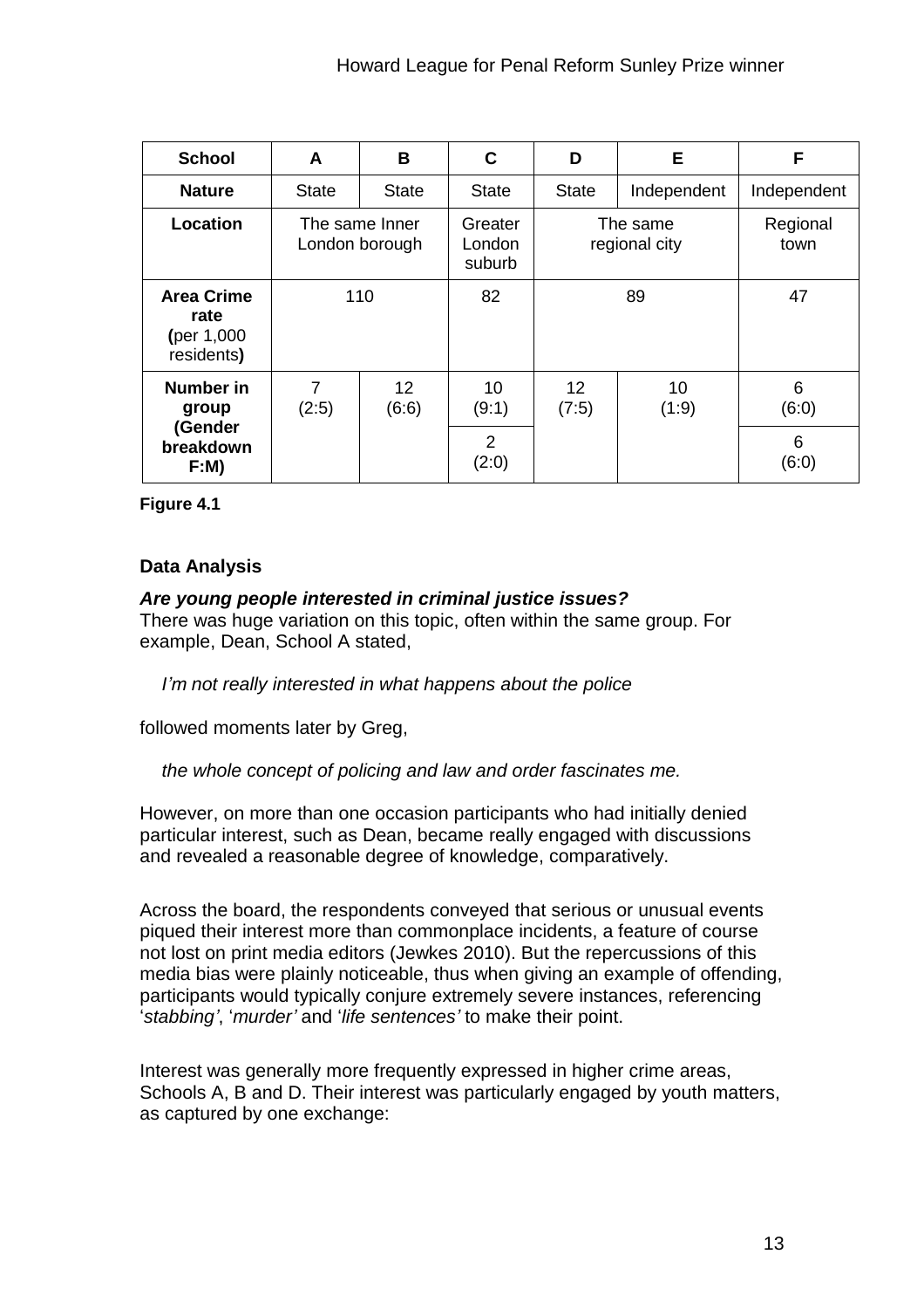| School | A | B | C | D | E | F |
|---|---|---|---|---|---|---|
| Nature | State | State | State | State | Independent | Independent |
| Location | The same Inner London borough | | Greater London suburb | The same regional city | | Regional town |
| Area Crime rate (per 1,000 residents) | 110 | | 82 | 89 | | 47 |
| Number in group (Gender breakdown F:M) | 7 (2:5) | 12 (6:6) | 10 (9:1) | 12 (7:5) | 10 (1:9) | 6 (6:0) |
| | | | 2 (2:0) | | | 6 (6:0) |

**Figure 4.1**

### Data Analysis

***Are young people interested in criminal justice issues?***

There was huge variation on this topic, often within the same group. For example, Dean, School A stated,

> *I'm not really interested in what happens about the police*

followed moments later by Greg,

> *the whole concept of policing and law and order fascinates me.*

However, on more than one occasion participants who had initially denied particular interest, such as Dean, became really engaged with discussions and revealed a reasonable degree of knowledge, comparatively.

Across the board, the respondents conveyed that serious or unusual events piqued their interest more than commonplace incidents, a feature of course not lost on print media editors (Jewkes 2010). But the repercussions of this media bias were plainly noticeable, thus when giving an example of offending, participants would typically conjure extremely severe instances, referencing '*stabbing*', '*murder*' and '*life sentences*' to make their point.

Interest was generally more frequently expressed in higher crime areas, Schools A, B and D. Their interest was particularly engaged by youth matters, as captured by one exchange: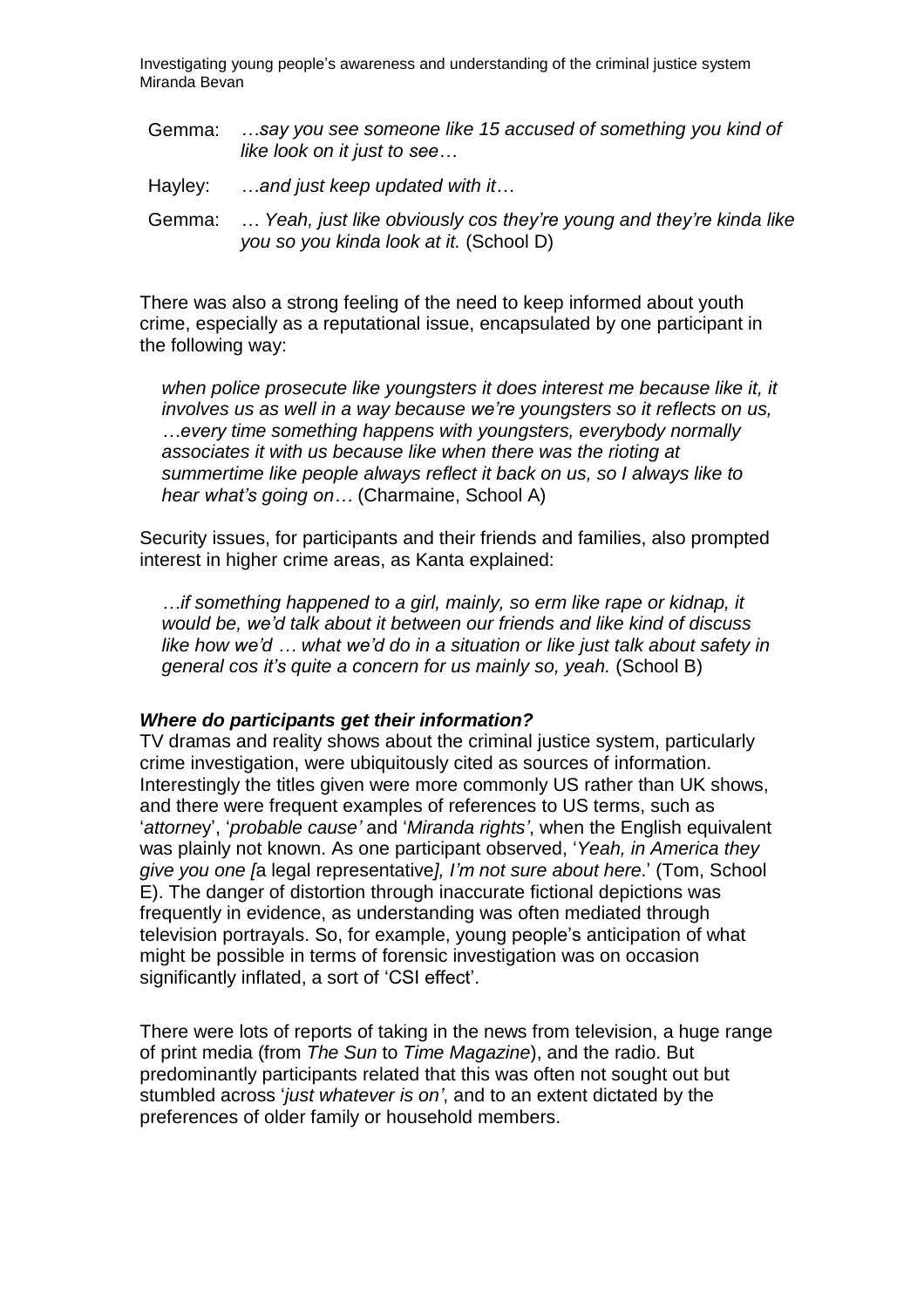Gemma: *…say you see someone like 15 accused of something you kind of like look on it just to see…*

Hayley: *…and just keep updated with it…*

Gemma: *… Yeah, just like obviously cos they're young and they're kinda like you so you kinda look at it.* (School D)

There was also a strong feeling of the need to keep informed about youth crime, especially as a reputational issue, encapsulated by one participant in the following way:

> *when police prosecute like youngsters it does interest me because like it, it involves us as well in a way because we're youngsters so it reflects on us, …every time something happens with youngsters, everybody normally associates it with us because like when there was the rioting at summertime like people always reflect it back on us, so I always like to hear what's going on…* (Charmaine, School A)

Security issues, for participants and their friends and families, also prompted interest in higher crime areas, as Kanta explained:

> *…if something happened to a girl, mainly, so erm like rape or kidnap, it would be, we'd talk about it between our friends and like kind of discuss like how we'd … what we'd do in a situation or like just talk about safety in general cos it's quite a concern for us mainly so, yeah.* (School B)

***Where do participants get their information?***

TV dramas and reality shows about the criminal justice system, particularly crime investigation, were ubiquitously cited as sources of information. Interestingly the titles given were more commonly US rather than UK shows, and there were frequent examples of references to US terms, such as '*attorney*', '*probable cause'* and '*Miranda rights'*, when the English equivalent was plainly not known. As one participant observed, '*Yeah, in America they give you one [*a legal representative*], I'm not sure about here*.' (Tom, School E). The danger of distortion through inaccurate fictional depictions was frequently in evidence, as understanding was often mediated through television portrayals. So, for example, young people's anticipation of what might be possible in terms of forensic investigation was on occasion significantly inflated, a sort of 'CSI effect'.

There were lots of reports of taking in the news from television, a huge range of print media (from *The Sun* to *Time Magazine*), and the radio. But predominantly participants related that this was often not sought out but stumbled across '*just whatever is on'*, and to an extent dictated by the preferences of older family or household members.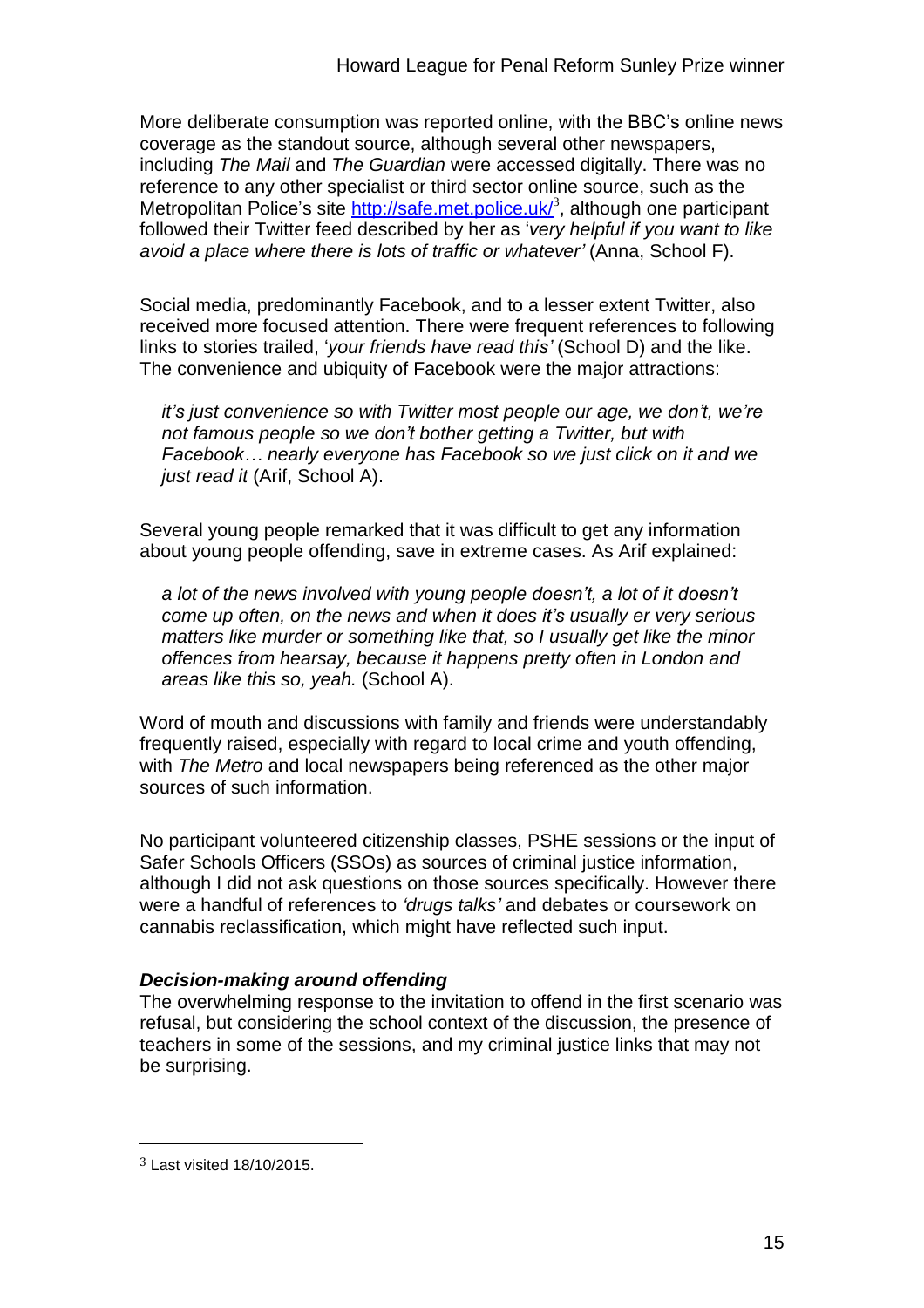More deliberate consumption was reported online, with the BBC's online news coverage as the standout source, although several other newspapers, including *The Mail* and *The Guardian* were accessed digitally. There was no reference to any other specialist or third sector online source, such as the Metropolitan Police's site http://safe.met.police.uk/[3], although one participant followed their Twitter feed described by her as '*very helpful if you want to like avoid a place where there is lots of traffic or whatever'* (Anna, School F).

Social media, predominantly Facebook, and to a lesser extent Twitter, also received more focused attention. There were frequent references to following links to stories trailed, '*your friends have read this'* (School D) and the like. The convenience and ubiquity of Facebook were the major attractions:

> *it's just convenience so with Twitter most people our age, we don't, we're not famous people so we don't bother getting a Twitter, but with Facebook… nearly everyone has Facebook so we just click on it and we just read it* (Arif, School A).

Several young people remarked that it was difficult to get any information about young people offending, save in extreme cases. As Arif explained:

> *a lot of the news involved with young people doesn't, a lot of it doesn't come up often, on the news and when it does it's usually er very serious matters like murder or something like that, so I usually get like the minor offences from hearsay, because it happens pretty often in London and areas like this so, yeah.* (School A).

Word of mouth and discussions with family and friends were understandably frequently raised, especially with regard to local crime and youth offending, with *The Metro* and local newspapers being referenced as the other major sources of such information.

No participant volunteered citizenship classes, PSHE sessions or the input of Safer Schools Officers (SSOs) as sources of criminal justice information, although I did not ask questions on those sources specifically. However there were a handful of references to *'drugs talks'* and debates or coursework on cannabis reclassification, which might have reflected such input.

### *Decision-making around offending*

The overwhelming response to the invitation to offend in the first scenario was refusal, but considering the school context of the discussion, the presence of teachers in some of the sessions, and my criminal justice links that may not be surprising.

[3] Last visited 18/10/2015.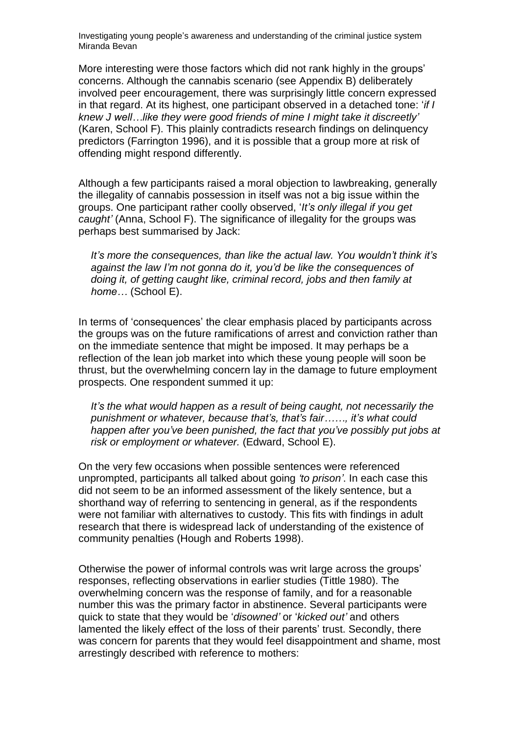More interesting were those factors which did not rank highly in the groups' concerns. Although the cannabis scenario (see Appendix B) deliberately involved peer encouragement, there was surprisingly little concern expressed in that regard. At its highest, one participant observed in a detached tone: '*if I knew J well…like they were good friends of mine I might take it discreetly'* (Karen, School F). This plainly contradicts research findings on delinquency predictors (Farrington 1996), and it is possible that a group more at risk of offending might respond differently.

Although a few participants raised a moral objection to lawbreaking, generally the illegality of cannabis possession in itself was not a big issue within the groups. One participant rather coolly observed, '*It's only illegal if you get caught'* (Anna, School F). The significance of illegality for the groups was perhaps best summarised by Jack:

> *It's more the consequences, than like the actual law. You wouldn't think it's against the law I'm not gonna do it, you'd be like the consequences of doing it, of getting caught like, criminal record, jobs and then family at home…* (School E).

In terms of 'consequences' the clear emphasis placed by participants across the groups was on the future ramifications of arrest and conviction rather than on the immediate sentence that might be imposed. It may perhaps be a reflection of the lean job market into which these young people will soon be thrust, but the overwhelming concern lay in the damage to future employment prospects. One respondent summed it up:

> *It's the what would happen as a result of being caught, not necessarily the punishment or whatever, because that's, that's fair……, it's what could happen after you've been punished, the fact that you've possibly put jobs at risk or employment or whatever.* (Edward, School E).

On the very few occasions when possible sentences were referenced unprompted, participants all talked about going *'to prison'*. In each case this did not seem to be an informed assessment of the likely sentence, but a shorthand way of referring to sentencing in general, as if the respondents were not familiar with alternatives to custody. This fits with findings in adult research that there is widespread lack of understanding of the existence of community penalties (Hough and Roberts 1998).

Otherwise the power of informal controls was writ large across the groups' responses, reflecting observations in earlier studies (Tittle 1980). The overwhelming concern was the response of family, and for a reasonable number this was the primary factor in abstinence. Several participants were quick to state that they would be '*disowned'* or '*kicked out'* and others lamented the likely effect of the loss of their parents' trust. Secondly, there was concern for parents that they would feel disappointment and shame, most arrestingly described with reference to mothers: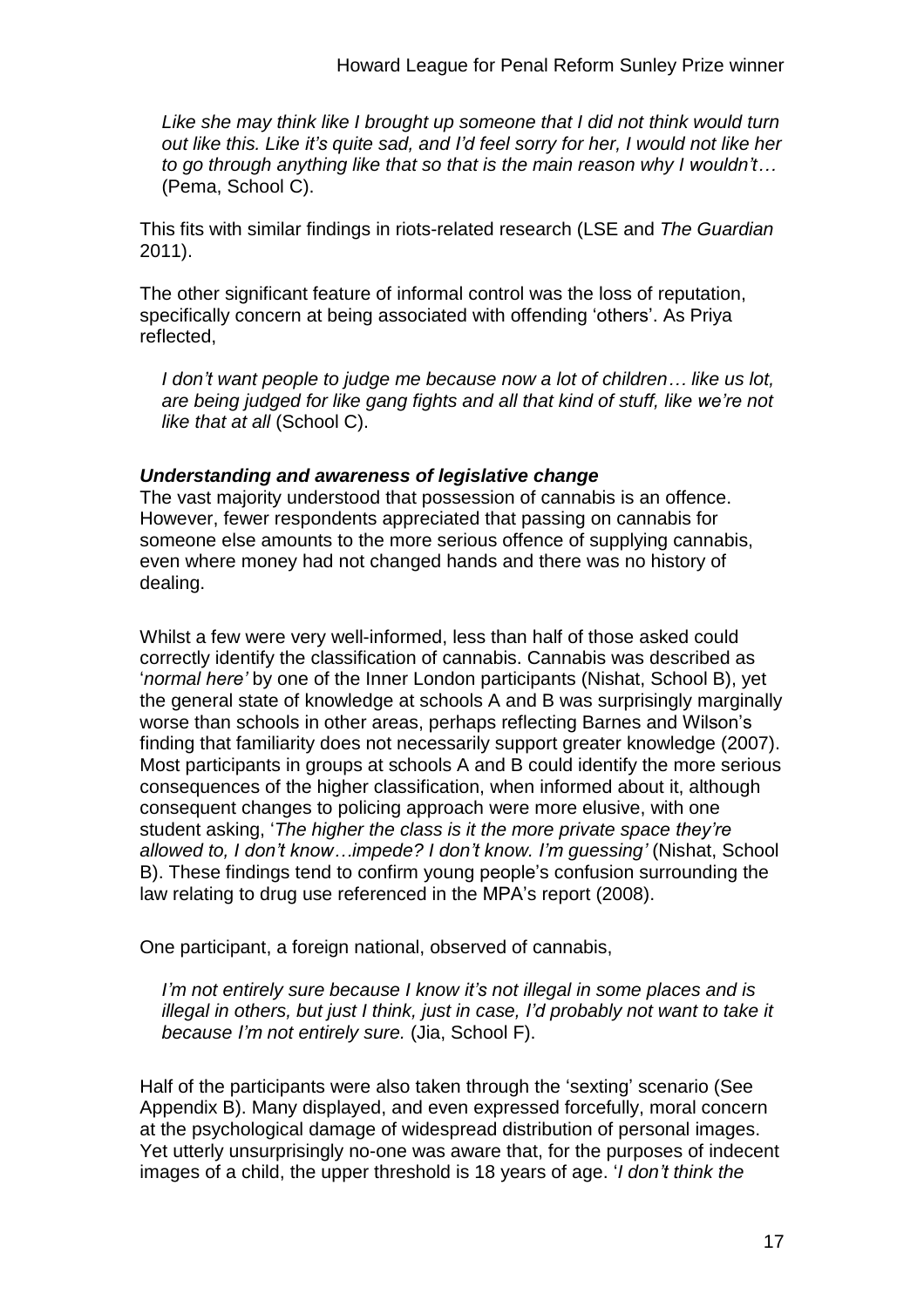> *Like she may think like I brought up someone that I did not think would turn out like this. Like it's quite sad, and I'd feel sorry for her, I would not like her to go through anything like that so that is the main reason why I wouldn't…* (Pema, School C).

This fits with similar findings in riots-related research (LSE and *The Guardian* 2011).

The other significant feature of informal control was the loss of reputation, specifically concern at being associated with offending 'others'. As Priya reflected,

> *I don't want people to judge me because now a lot of children… like us lot, are being judged for like gang fights and all that kind of stuff, like we're not like that at all* (School C).

### ***Understanding and awareness of legislative change***

The vast majority understood that possession of cannabis is an offence. However, fewer respondents appreciated that passing on cannabis for someone else amounts to the more serious offence of supplying cannabis, even where money had not changed hands and there was no history of dealing.

Whilst a few were very well-informed, less than half of those asked could correctly identify the classification of cannabis. Cannabis was described as '*normal here'* by one of the Inner London participants (Nishat, School B), yet the general state of knowledge at schools A and B was surprisingly marginally worse than schools in other areas, perhaps reflecting Barnes and Wilson's finding that familiarity does not necessarily support greater knowledge (2007). Most participants in groups at schools A and B could identify the more serious consequences of the higher classification, when informed about it, although consequent changes to policing approach were more elusive, with one student asking, '*The higher the class is it the more private space they're allowed to, I don't know…impede? I don't know. I'm guessing'* (Nishat, School B). These findings tend to confirm young people's confusion surrounding the law relating to drug use referenced in the MPA's report (2008).

One participant, a foreign national, observed of cannabis,

> *I'm not entirely sure because I know it's not illegal in some places and is illegal in others, but just I think, just in case, I'd probably not want to take it because I'm not entirely sure.* (Jia, School F).

Half of the participants were also taken through the 'sexting' scenario (See Appendix B). Many displayed, and even expressed forcefully, moral concern at the psychological damage of widespread distribution of personal images. Yet utterly unsurprisingly no-one was aware that, for the purposes of indecent images of a child, the upper threshold is 18 years of age. '*I don't think the*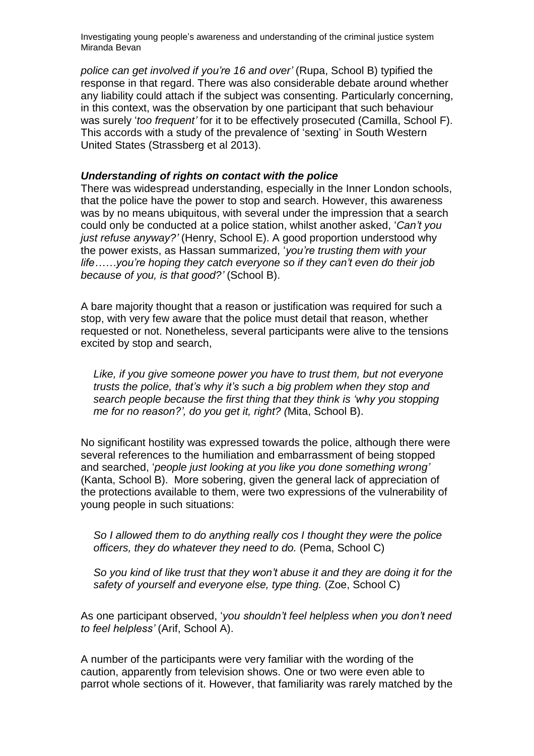*police can get involved if you're 16 and over'* (Rupa, School B) typified the response in that regard. There was also considerable debate around whether any liability could attach if the subject was consenting. Particularly concerning, in this context, was the observation by one participant that such behaviour was surely '*too frequent'* for it to be effectively prosecuted (Camilla, School F). This accords with a study of the prevalence of 'sexting' in South Western United States (Strassberg et al 2013).

### *Understanding of rights on contact with the police*

There was widespread understanding, especially in the Inner London schools, that the police have the power to stop and search. However, this awareness was by no means ubiquitous, with several under the impression that a search could only be conducted at a police station, whilst another asked, '*Can't you just refuse anyway?'* (Henry, School E). A good proportion understood why the power exists, as Hassan summarized, '*you're trusting them with your life……you're hoping they catch everyone so if they can't even do their job because of you, is that good?'* (School B).

A bare majority thought that a reason or justification was required for such a stop, with very few aware that the police must detail that reason, whether requested or not. Nonetheless, several participants were alive to the tensions excited by stop and search,

> *Like, if you give someone power you have to trust them, but not everyone trusts the police, that's why it's such a big problem when they stop and search people because the first thing that they think is 'why you stopping me for no reason?', do you get it, right? (*Mita, School B).

No significant hostility was expressed towards the police, although there were several references to the humiliation and embarrassment of being stopped and searched, '*people just looking at you like you done something wrong'* (Kanta, School B). More sobering, given the general lack of appreciation of the protections available to them, were two expressions of the vulnerability of young people in such situations:

> *So I allowed them to do anything really cos I thought they were the police officers, they do whatever they need to do.* (Pema, School C)
>
> *So you kind of like trust that they won't abuse it and they are doing it for the safety of yourself and everyone else, type thing.* (Zoe, School C)

As one participant observed, '*you shouldn't feel helpless when you don't need to feel helpless'* (Arif, School A).

A number of the participants were very familiar with the wording of the caution, apparently from television shows. One or two were even able to parrot whole sections of it. However, that familiarity was rarely matched by the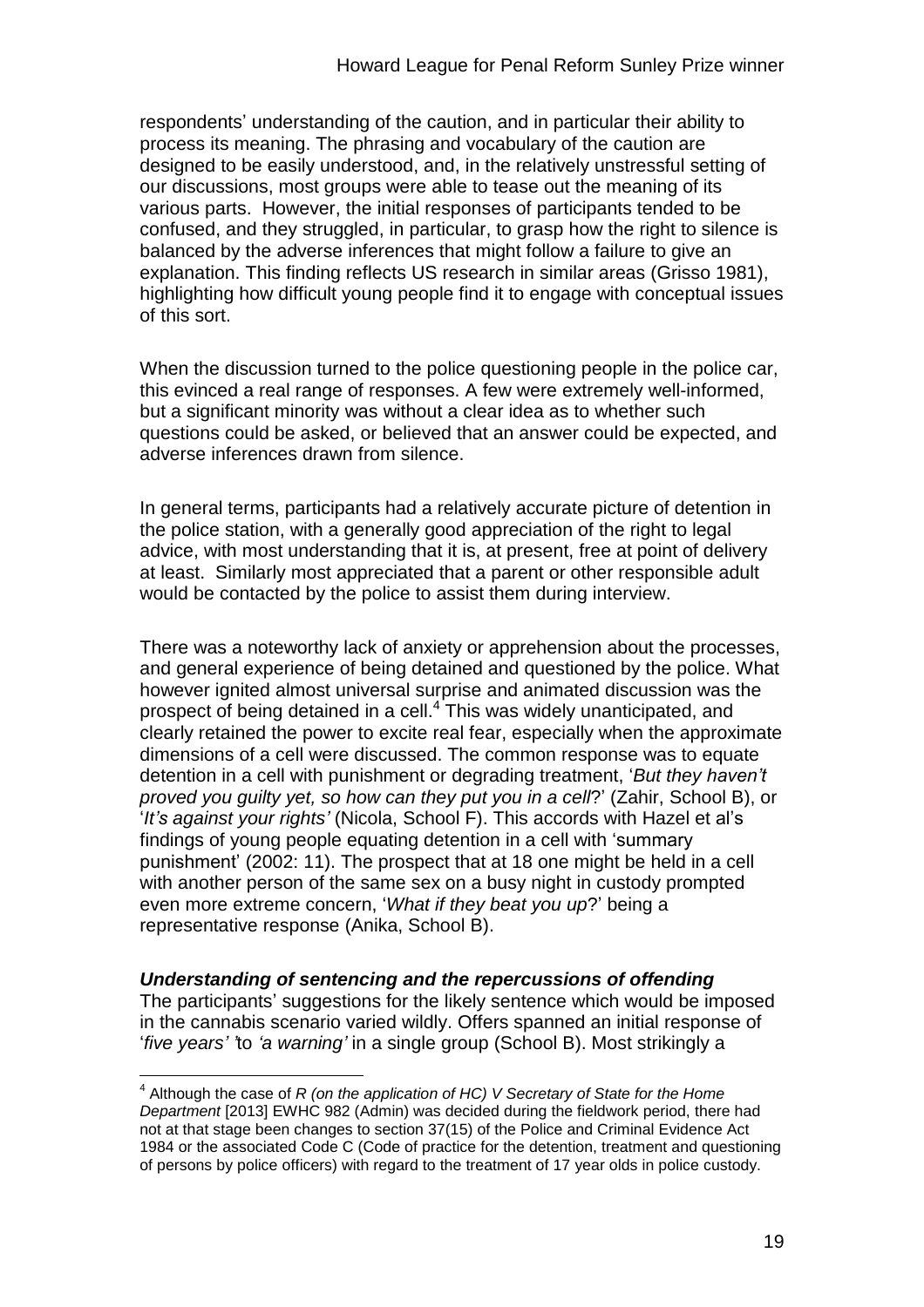respondents' understanding of the caution, and in particular their ability to process its meaning. The phrasing and vocabulary of the caution are designed to be easily understood, and, in the relatively unstressful setting of our discussions, most groups were able to tease out the meaning of its various parts. However, the initial responses of participants tended to be confused, and they struggled, in particular, to grasp how the right to silence is balanced by the adverse inferences that might follow a failure to give an explanation. This finding reflects US research in similar areas (Grisso 1981), highlighting how difficult young people find it to engage with conceptual issues of this sort.

When the discussion turned to the police questioning people in the police car, this evinced a real range of responses. A few were extremely well-informed, but a significant minority was without a clear idea as to whether such questions could be asked, or believed that an answer could be expected, and adverse inferences drawn from silence.

In general terms, participants had a relatively accurate picture of detention in the police station, with a generally good appreciation of the right to legal advice, with most understanding that it is, at present, free at point of delivery at least. Similarly most appreciated that a parent or other responsible adult would be contacted by the police to assist them during interview.

There was a noteworthy lack of anxiety or apprehension about the processes, and general experience of being detained and questioned by the police. What however ignited almost universal surprise and animated discussion was the prospect of being detained in a cell.[4] This was widely unanticipated, and clearly retained the power to excite real fear, especially when the approximate dimensions of a cell were discussed. The common response was to equate detention in a cell with punishment or degrading treatment, '*But they haven't proved you guilty yet, so how can they put you in a cell*?' (Zahir, School B), or '*It's against your rights'* (Nicola, School F). This accords with Hazel et al's findings of young people equating detention in a cell with 'summary punishment' (2002: 11). The prospect that at 18 one might be held in a cell with another person of the same sex on a busy night in custody prompted even more extreme concern, '*What if they beat you up*?' being a representative response (Anika, School B).

***Understanding of sentencing and the repercussions of offending***

The participants' suggestions for the likely sentence which would be imposed in the cannabis scenario varied wildly. Offers spanned an initial response of '*five years'* 'to *'a warning'* in a single group (School B). Most strikingly a

---

[4] Although the case of *R (on the application of HC) V Secretary of State for the Home Department* [2013] EWHC 982 (Admin) was decided during the fieldwork period, there had not at that stage been changes to section 37(15) of the Police and Criminal Evidence Act 1984 or the associated Code C (Code of practice for the detention, treatment and questioning of persons by police officers) with regard to the treatment of 17 year olds in police custody.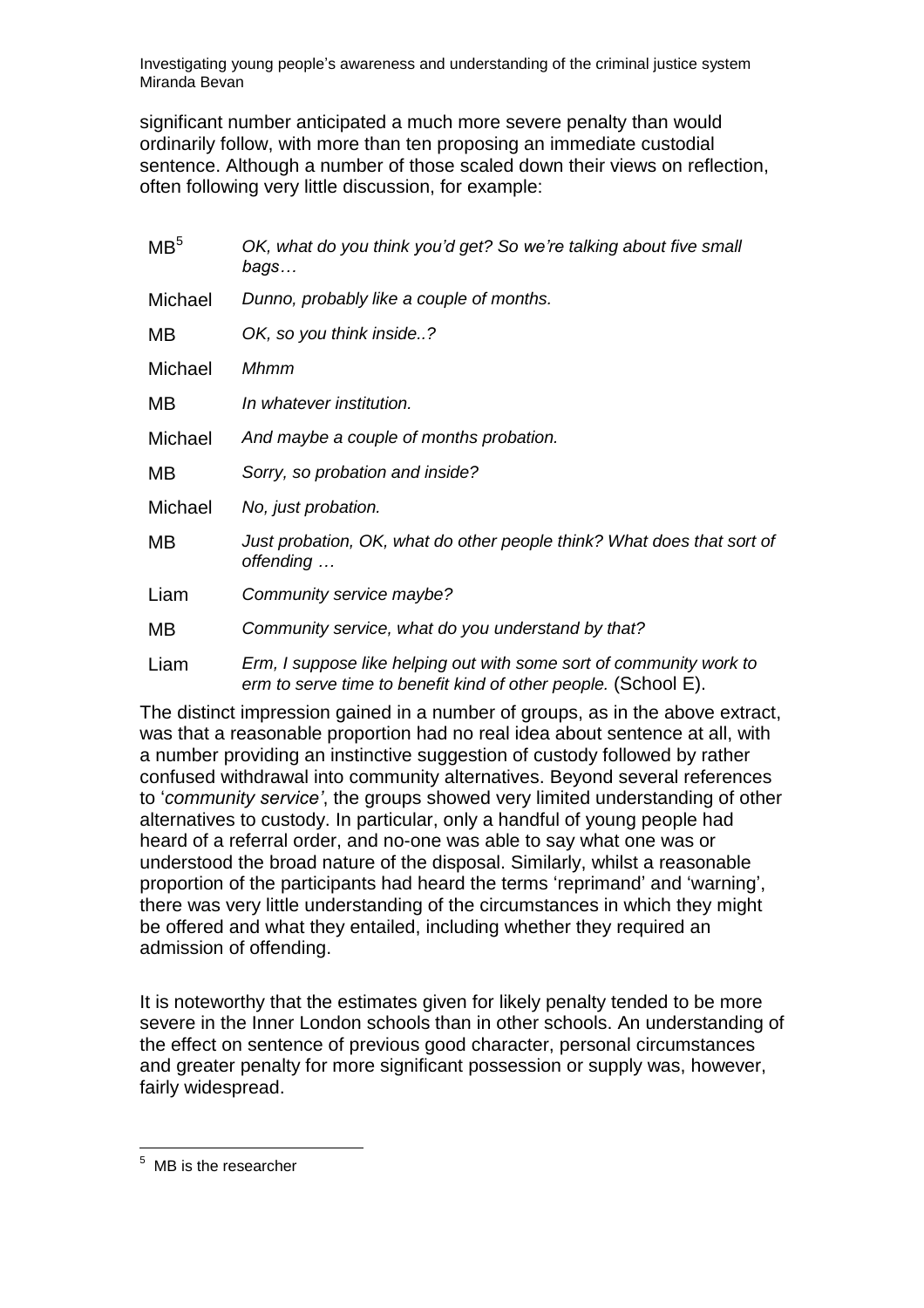significant number anticipated a much more severe penalty than would ordinarily follow, with more than ten proposing an immediate custodial sentence. Although a number of those scaled down their views on reflection, often following very little discussion, for example:

| | |
|---|---|
| MB[5] | *OK, what do you think you'd get? So we're talking about five small bags…* |
| Michael | *Dunno, probably like a couple of months.* |
| MB | *OK, so you think inside..?* |
| Michael | *Mhmm* |
| MB | *In whatever institution.* |
| Michael | *And maybe a couple of months probation.* |
| MB | *Sorry, so probation and inside?* |
| Michael | *No, just probation.* |
| MB | *Just probation, OK, what do other people think? What does that sort of offending …* |
| Liam | *Community service maybe?* |
| MB | *Community service, what do you understand by that?* |
| Liam | *Erm, I suppose like helping out with some sort of community work to erm to serve time to benefit kind of other people.* (School E). |

The distinct impression gained in a number of groups, as in the above extract, was that a reasonable proportion had no real idea about sentence at all, with a number providing an instinctive suggestion of custody followed by rather confused withdrawal into community alternatives. Beyond several references to '*community service'*, the groups showed very limited understanding of other alternatives to custody. In particular, only a handful of young people had heard of a referral order, and no-one was able to say what one was or understood the broad nature of the disposal. Similarly, whilst a reasonable proportion of the participants had heard the terms 'reprimand' and 'warning', there was very little understanding of the circumstances in which they might be offered and what they entailed, including whether they required an admission of offending.

It is noteworthy that the estimates given for likely penalty tended to be more severe in the Inner London schools than in other schools. An understanding of the effect on sentence of previous good character, personal circumstances and greater penalty for more significant possession or supply was, however, fairly widespread.

---

[5] MB is the researcher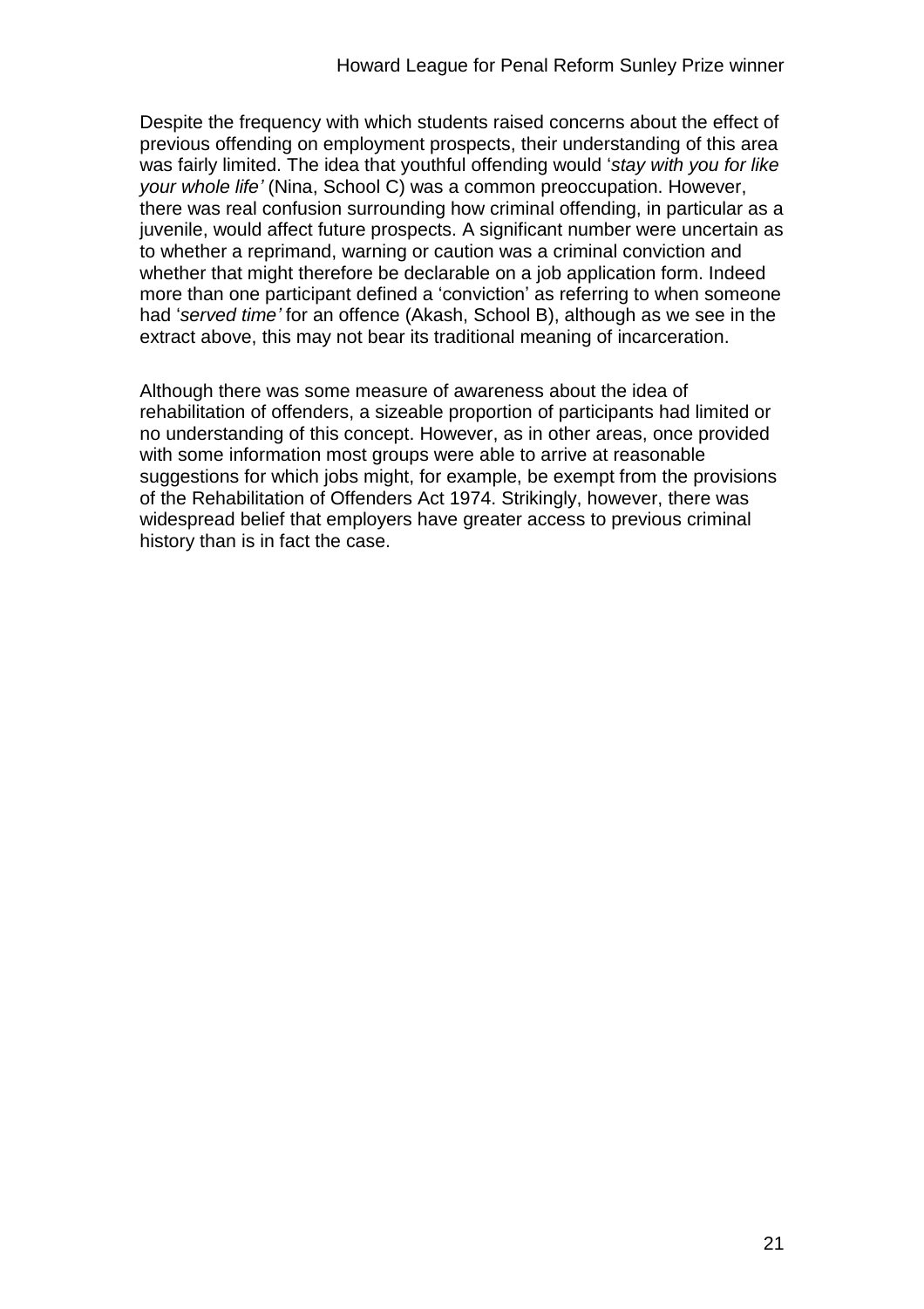Despite the frequency with which students raised concerns about the effect of previous offending on employment prospects, their understanding of this area was fairly limited. The idea that youthful offending would '*stay with you for like your whole life'* (Nina, School C) was a common preoccupation. However, there was real confusion surrounding how criminal offending, in particular as a juvenile, would affect future prospects. A significant number were uncertain as to whether a reprimand, warning or caution was a criminal conviction and whether that might therefore be declarable on a job application form. Indeed more than one participant defined a 'conviction' as referring to when someone had '*served time'* for an offence (Akash, School B), although as we see in the extract above, this may not bear its traditional meaning of incarceration.

Although there was some measure of awareness about the idea of rehabilitation of offenders, a sizeable proportion of participants had limited or no understanding of this concept. However, as in other areas, once provided with some information most groups were able to arrive at reasonable suggestions for which jobs might, for example, be exempt from the provisions of the Rehabilitation of Offenders Act 1974. Strikingly, however, there was widespread belief that employers have greater access to previous criminal history than is in fact the case.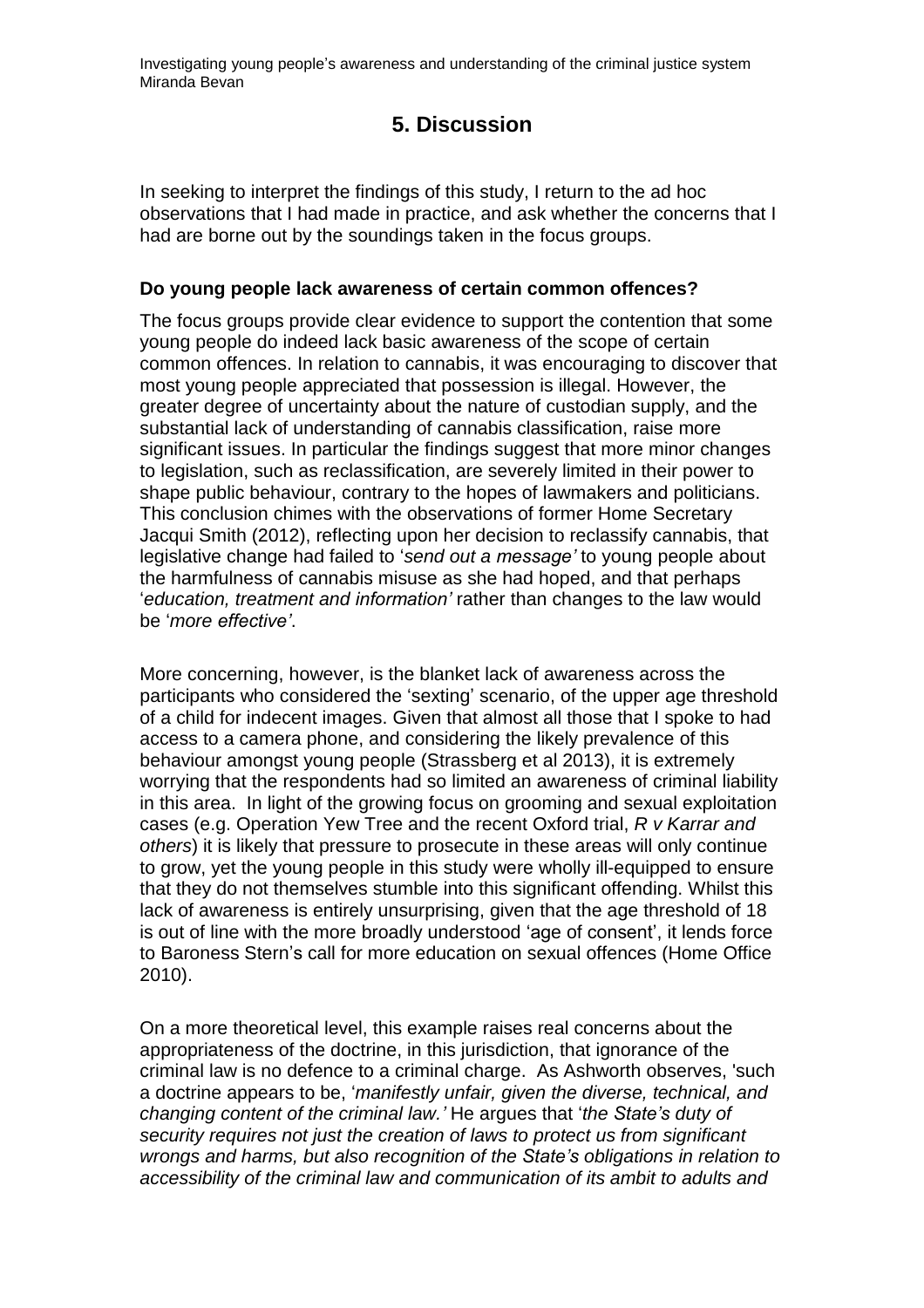# 5. Discussion

In seeking to interpret the findings of this study, I return to the ad hoc observations that I had made in practice, and ask whether the concerns that I had are borne out by the soundings taken in the focus groups.

**Do young people lack awareness of certain common offences?**

The focus groups provide clear evidence to support the contention that some young people do indeed lack basic awareness of the scope of certain common offences. In relation to cannabis, it was encouraging to discover that most young people appreciated that possession is illegal. However, the greater degree of uncertainty about the nature of custodian supply, and the substantial lack of understanding of cannabis classification, raise more significant issues. In particular the findings suggest that more minor changes to legislation, such as reclassification, are severely limited in their power to shape public behaviour, contrary to the hopes of lawmakers and politicians. This conclusion chimes with the observations of former Home Secretary Jacqui Smith (2012), reflecting upon her decision to reclassify cannabis, that legislative change had failed to '*send out a message'* to young people about the harmfulness of cannabis misuse as she had hoped, and that perhaps '*education, treatment and information'* rather than changes to the law would be '*more effective'*.

More concerning, however, is the blanket lack of awareness across the participants who considered the 'sexting' scenario, of the upper age threshold of a child for indecent images. Given that almost all those that I spoke to had access to a camera phone, and considering the likely prevalence of this behaviour amongst young people (Strassberg et al 2013), it is extremely worrying that the respondents had so limited an awareness of criminal liability in this area. In light of the growing focus on grooming and sexual exploitation cases (e.g. Operation Yew Tree and the recent Oxford trial, *R v Karrar and others*) it is likely that pressure to prosecute in these areas will only continue to grow, yet the young people in this study were wholly ill-equipped to ensure that they do not themselves stumble into this significant offending. Whilst this lack of awareness is entirely unsurprising, given that the age threshold of 18 is out of line with the more broadly understood 'age of consent', it lends force to Baroness Stern's call for more education on sexual offences (Home Office 2010).

On a more theoretical level, this example raises real concerns about the appropriateness of the doctrine, in this jurisdiction, that ignorance of the criminal law is no defence to a criminal charge. As Ashworth observes, 'such a doctrine appears to be, '*manifestly unfair, given the diverse, technical, and changing content of the criminal law.'* He argues that '*the State's duty of security requires not just the creation of laws to protect us from significant wrongs and harms, but also recognition of the State's obligations in relation to accessibility of the criminal law and communication of its ambit to adults and*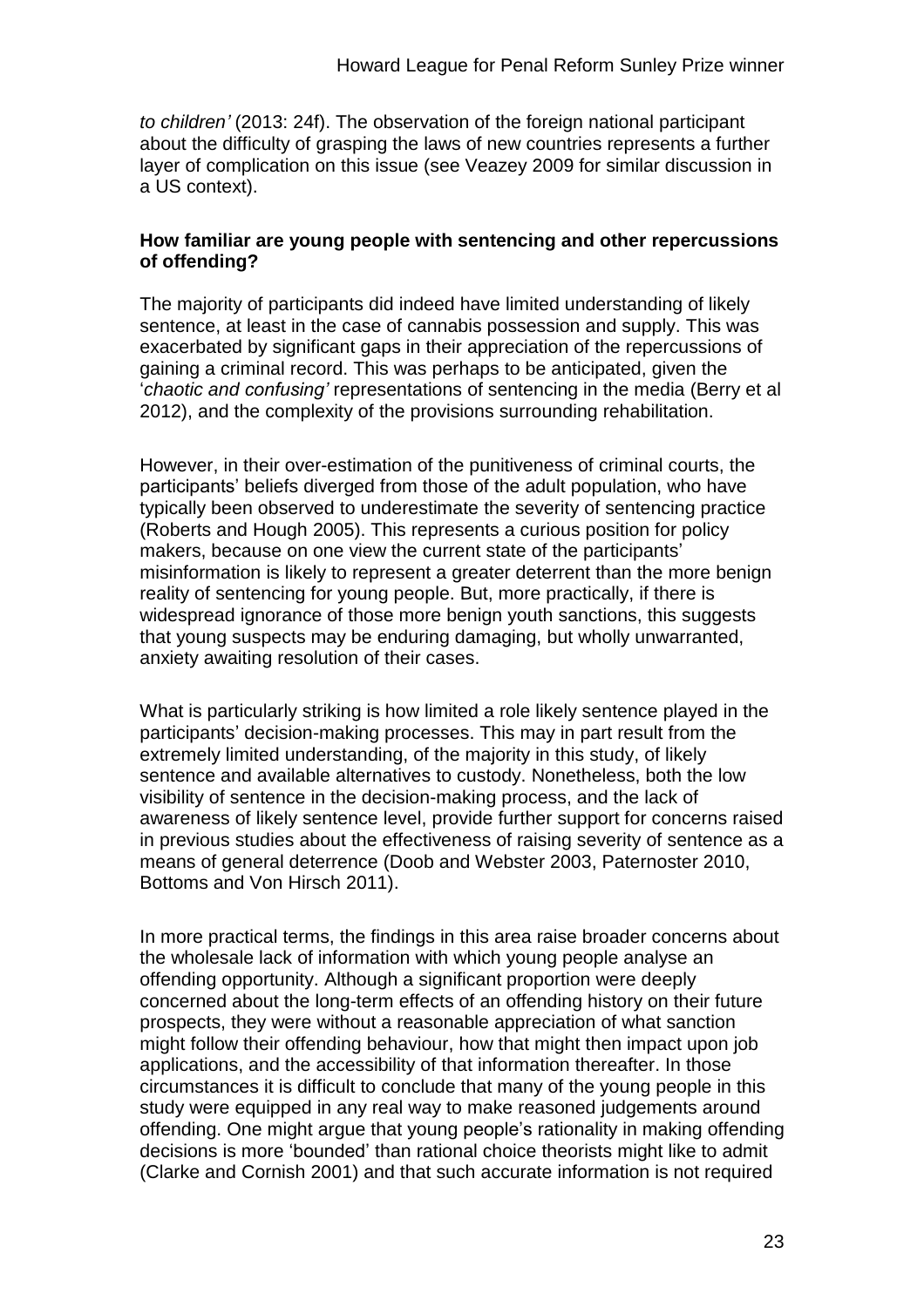*to children'* (2013: 24f). The observation of the foreign national participant about the difficulty of grasping the laws of new countries represents a further layer of complication on this issue (see Veazey 2009 for similar discussion in a US context).

**How familiar are young people with sentencing and other repercussions of offending?**

The majority of participants did indeed have limited understanding of likely sentence, at least in the case of cannabis possession and supply. This was exacerbated by significant gaps in their appreciation of the repercussions of gaining a criminal record. This was perhaps to be anticipated, given the '*chaotic and confusing'* representations of sentencing in the media (Berry et al 2012), and the complexity of the provisions surrounding rehabilitation.

However, in their over-estimation of the punitiveness of criminal courts, the participants' beliefs diverged from those of the adult population, who have typically been observed to underestimate the severity of sentencing practice (Roberts and Hough 2005). This represents a curious position for policy makers, because on one view the current state of the participants' misinformation is likely to represent a greater deterrent than the more benign reality of sentencing for young people. But, more practically, if there is widespread ignorance of those more benign youth sanctions, this suggests that young suspects may be enduring damaging, but wholly unwarranted, anxiety awaiting resolution of their cases.

What is particularly striking is how limited a role likely sentence played in the participants' decision-making processes. This may in part result from the extremely limited understanding, of the majority in this study, of likely sentence and available alternatives to custody. Nonetheless, both the low visibility of sentence in the decision-making process, and the lack of awareness of likely sentence level, provide further support for concerns raised in previous studies about the effectiveness of raising severity of sentence as a means of general deterrence (Doob and Webster 2003, Paternoster 2010, Bottoms and Von Hirsch 2011).

In more practical terms, the findings in this area raise broader concerns about the wholesale lack of information with which young people analyse an offending opportunity. Although a significant proportion were deeply concerned about the long-term effects of an offending history on their future prospects, they were without a reasonable appreciation of what sanction might follow their offending behaviour, how that might then impact upon job applications, and the accessibility of that information thereafter. In those circumstances it is difficult to conclude that many of the young people in this study were equipped in any real way to make reasoned judgements around offending. One might argue that young people's rationality in making offending decisions is more 'bounded' than rational choice theorists might like to admit (Clarke and Cornish 2001) and that such accurate information is not required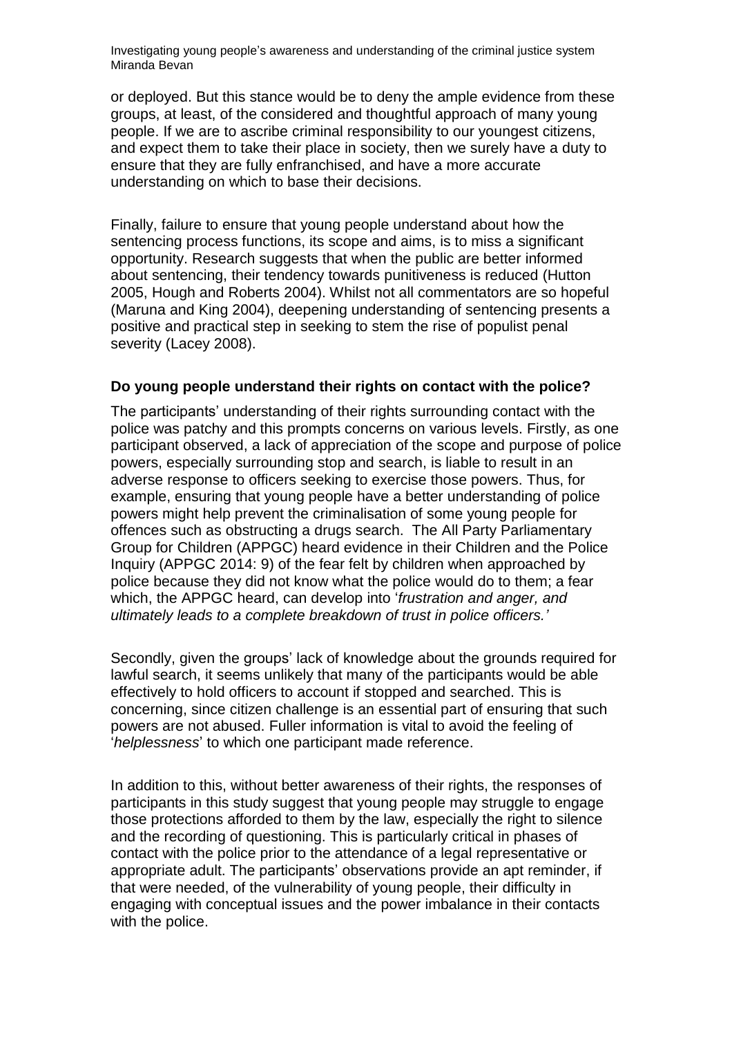or deployed. But this stance would be to deny the ample evidence from these groups, at least, of the considered and thoughtful approach of many young people. If we are to ascribe criminal responsibility to our youngest citizens, and expect them to take their place in society, then we surely have a duty to ensure that they are fully enfranchised, and have a more accurate understanding on which to base their decisions.

Finally, failure to ensure that young people understand about how the sentencing process functions, its scope and aims, is to miss a significant opportunity. Research suggests that when the public are better informed about sentencing, their tendency towards punitiveness is reduced (Hutton 2005, Hough and Roberts 2004). Whilst not all commentators are so hopeful (Maruna and King 2004), deepening understanding of sentencing presents a positive and practical step in seeking to stem the rise of populist penal severity (Lacey 2008).

**Do young people understand their rights on contact with the police?**

The participants' understanding of their rights surrounding contact with the police was patchy and this prompts concerns on various levels. Firstly, as one participant observed, a lack of appreciation of the scope and purpose of police powers, especially surrounding stop and search, is liable to result in an adverse response to officers seeking to exercise those powers. Thus, for example, ensuring that young people have a better understanding of police powers might help prevent the criminalisation of some young people for offences such as obstructing a drugs search. The All Party Parliamentary Group for Children (APPGC) heard evidence in their Children and the Police Inquiry (APPGC 2014: 9) of the fear felt by children when approached by police because they did not know what the police would do to them; a fear which, the APPGC heard, can develop into '*frustration and anger, and ultimately leads to a complete breakdown of trust in police officers.*'

Secondly, given the groups' lack of knowledge about the grounds required for lawful search, it seems unlikely that many of the participants would be able effectively to hold officers to account if stopped and searched. This is concerning, since citizen challenge is an essential part of ensuring that such powers are not abused. Fuller information is vital to avoid the feeling of '*helplessness*' to which one participant made reference.

In addition to this, without better awareness of their rights, the responses of participants in this study suggest that young people may struggle to engage those protections afforded to them by the law, especially the right to silence and the recording of questioning. This is particularly critical in phases of contact with the police prior to the attendance of a legal representative or appropriate adult. The participants' observations provide an apt reminder, if that were needed, of the vulnerability of young people, their difficulty in engaging with conceptual issues and the power imbalance in their contacts with the police.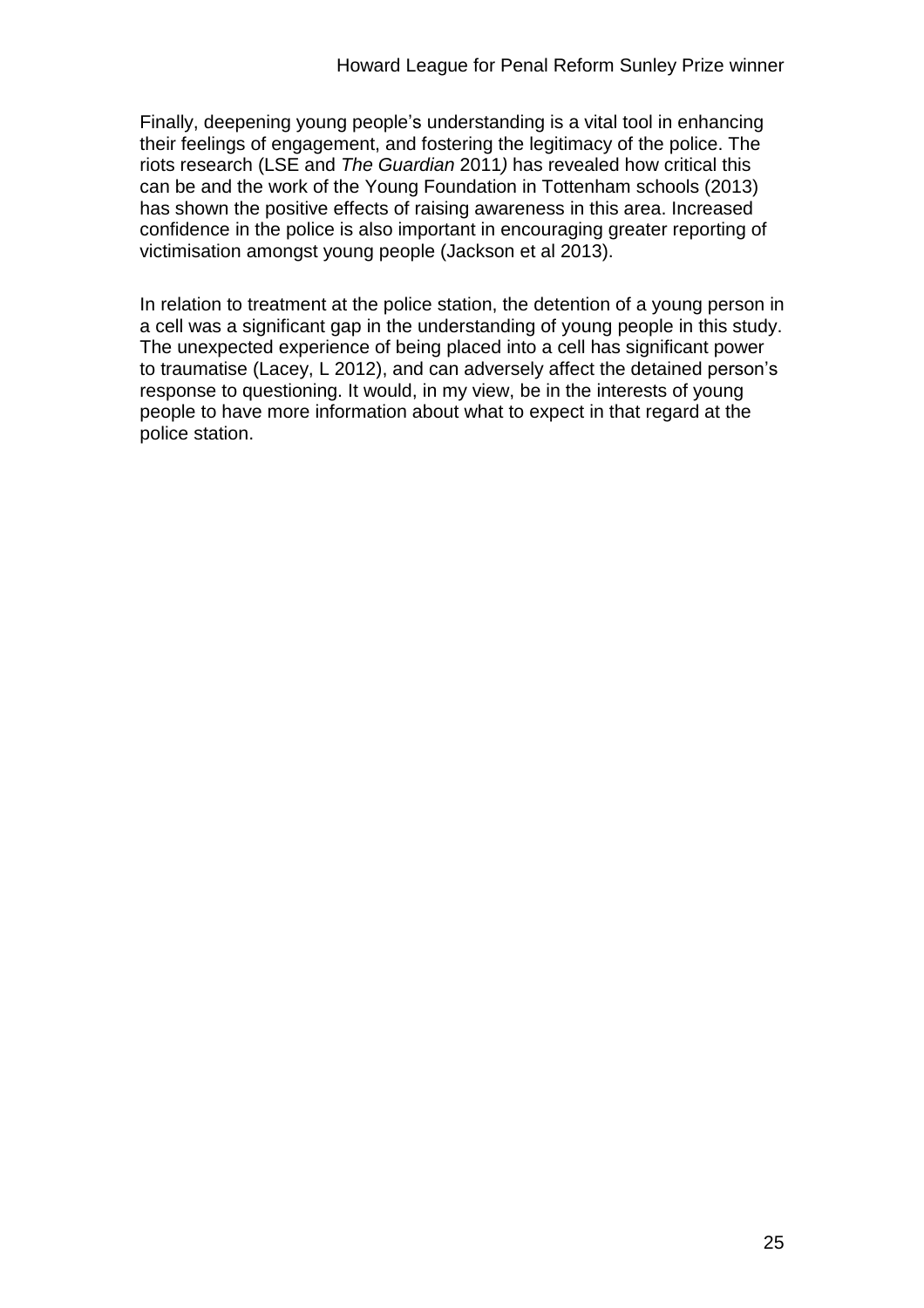Finally, deepening young people's understanding is a vital tool in enhancing their feelings of engagement, and fostering the legitimacy of the police. The riots research (LSE and *The Guardian* 2011) has revealed how critical this can be and the work of the Young Foundation in Tottenham schools (2013) has shown the positive effects of raising awareness in this area. Increased confidence in the police is also important in encouraging greater reporting of victimisation amongst young people (Jackson et al 2013).

In relation to treatment at the police station, the detention of a young person in a cell was a significant gap in the understanding of young people in this study. The unexpected experience of being placed into a cell has significant power to traumatise (Lacey, L 2012), and can adversely affect the detained person's response to questioning. It would, in my view, be in the interests of young people to have more information about what to expect in that regard at the police station.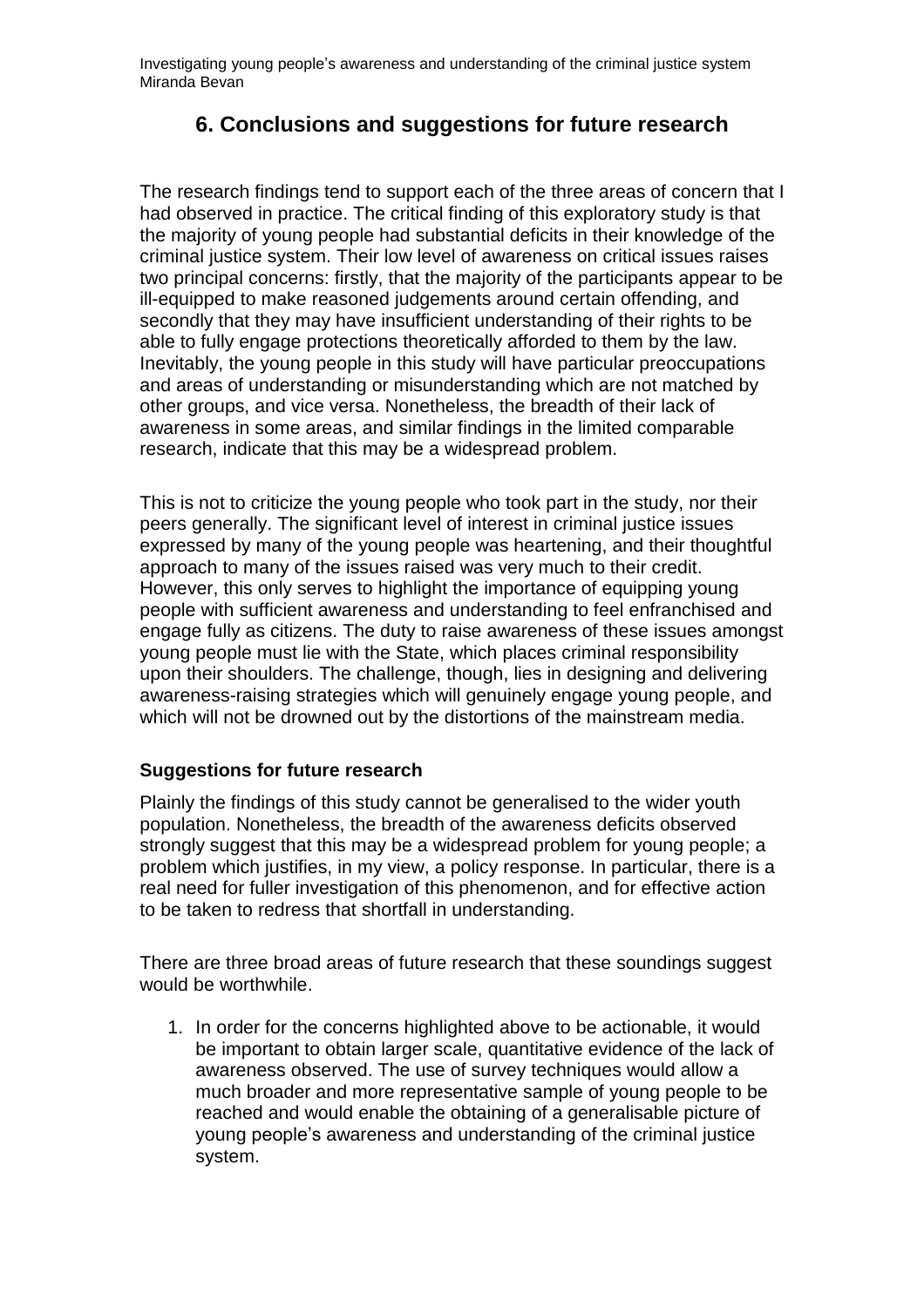# 6. Conclusions and suggestions for future research

The research findings tend to support each of the three areas of concern that I had observed in practice. The critical finding of this exploratory study is that the majority of young people had substantial deficits in their knowledge of the criminal justice system. Their low level of awareness on critical issues raises two principal concerns: firstly, that the majority of the participants appear to be ill-equipped to make reasoned judgements around certain offending, and secondly that they may have insufficient understanding of their rights to be able to fully engage protections theoretically afforded to them by the law. Inevitably, the young people in this study will have particular preoccupations and areas of understanding or misunderstanding which are not matched by other groups, and vice versa. Nonetheless, the breadth of their lack of awareness in some areas, and similar findings in the limited comparable research, indicate that this may be a widespread problem.

This is not to criticize the young people who took part in the study, nor their peers generally. The significant level of interest in criminal justice issues expressed by many of the young people was heartening, and their thoughtful approach to many of the issues raised was very much to their credit. However, this only serves to highlight the importance of equipping young people with sufficient awareness and understanding to feel enfranchised and engage fully as citizens. The duty to raise awareness of these issues amongst young people must lie with the State, which places criminal responsibility upon their shoulders. The challenge, though, lies in designing and delivering awareness-raising strategies which will genuinely engage young people, and which will not be drowned out by the distortions of the mainstream media.

### Suggestions for future research

Plainly the findings of this study cannot be generalised to the wider youth population. Nonetheless, the breadth of the awareness deficits observed strongly suggest that this may be a widespread problem for young people; a problem which justifies, in my view, a policy response. In particular, there is a real need for fuller investigation of this phenomenon, and for effective action to be taken to redress that shortfall in understanding.

There are three broad areas of future research that these soundings suggest would be worthwhile.

1. In order for the concerns highlighted above to be actionable, it would be important to obtain larger scale, quantitative evidence of the lack of awareness observed. The use of survey techniques would allow a much broader and more representative sample of young people to be reached and would enable the obtaining of a generalisable picture of young people's awareness and understanding of the criminal justice system.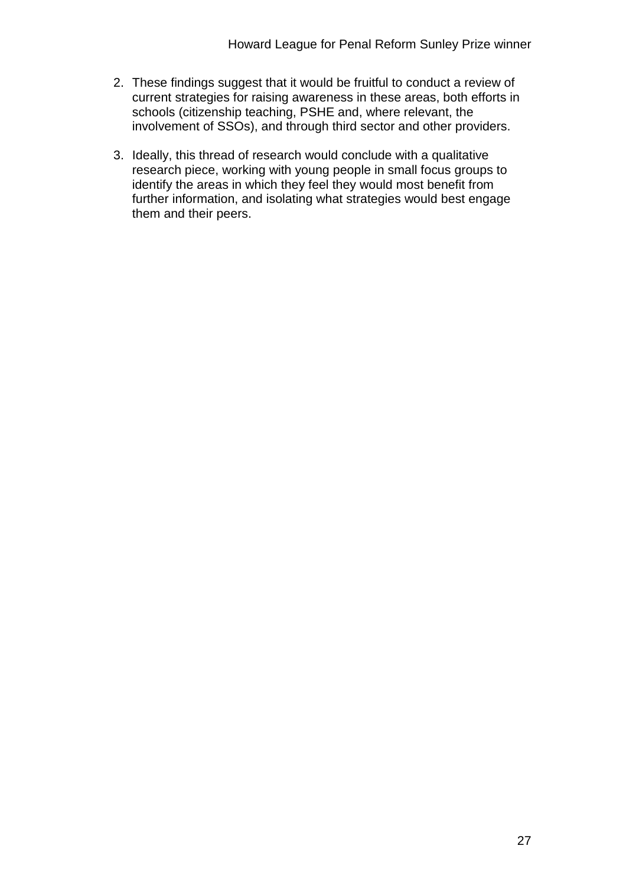2. These findings suggest that it would be fruitful to conduct a review of current strategies for raising awareness in these areas, both efforts in schools (citizenship teaching, PSHE and, where relevant, the involvement of SSOs), and through third sector and other providers.

3. Ideally, this thread of research would conclude with a qualitative research piece, working with young people in small focus groups to identify the areas in which they feel they would most benefit from further information, and isolating what strategies would best engage them and their peers.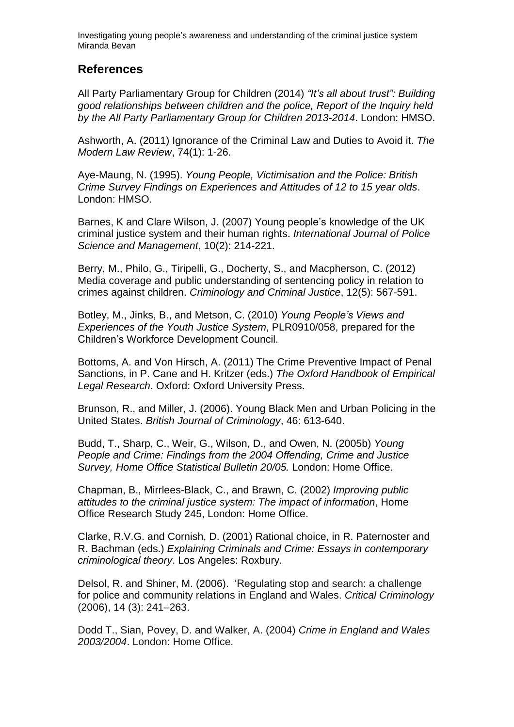## References

All Party Parliamentary Group for Children (2014) *"It's all about trust": Building good relationships between children and the police, Report of the Inquiry held by the All Party Parliamentary Group for Children 2013-2014*. London: HMSO.

Ashworth, A. (2011) Ignorance of the Criminal Law and Duties to Avoid it. *The Modern Law Review*, 74(1): 1-26.

Aye-Maung, N. (1995). *Young People, Victimisation and the Police: British Crime Survey Findings on Experiences and Attitudes of 12 to 15 year olds*. London: HMSO.

Barnes, K and Clare Wilson, J. (2007) Young people's knowledge of the UK criminal justice system and their human rights. *International Journal of Police Science and Management*, 10(2): 214-221.

Berry, M., Philo, G., Tiripelli, G., Docherty, S., and Macpherson, C. (2012) Media coverage and public understanding of sentencing policy in relation to crimes against children. *Criminology and Criminal Justice*, 12(5): 567-591.

Botley, M., Jinks, B., and Metson, C. (2010) *Young People's Views and Experiences of the Youth Justice System*, PLR0910/058, prepared for the Children's Workforce Development Council.

Bottoms, A. and Von Hirsch, A. (2011) The Crime Preventive Impact of Penal Sanctions, in P. Cane and H. Kritzer (eds.) *The Oxford Handbook of Empirical Legal Research*. Oxford: Oxford University Press.

Brunson, R., and Miller, J. (2006). Young Black Men and Urban Policing in the United States. *British Journal of Criminology*, 46: 613-640.

Budd, T., Sharp, C., Weir, G., Wilson, D., and Owen, N. (2005b) *Young People and Crime: Findings from the 2004 Offending, Crime and Justice Survey, Home Office Statistical Bulletin 20/05.* London: Home Office.

Chapman, B., Mirrlees-Black, C., and Brawn, C. (2002) *Improving public attitudes to the criminal justice system: The impact of information*, Home Office Research Study 245, London: Home Office.

Clarke, R.V.G. and Cornish, D. (2001) Rational choice, in R. Paternoster and R. Bachman (eds.) *Explaining Criminals and Crime: Essays in contemporary criminological theory*. Los Angeles: Roxbury.

Delsol, R. and Shiner, M. (2006). 'Regulating stop and search: a challenge for police and community relations in England and Wales. *Critical Criminology* (2006), 14 (3): 241–263.

Dodd T., Sian, Povey, D. and Walker, A. (2004) *Crime in England and Wales 2003/2004*. London: Home Office.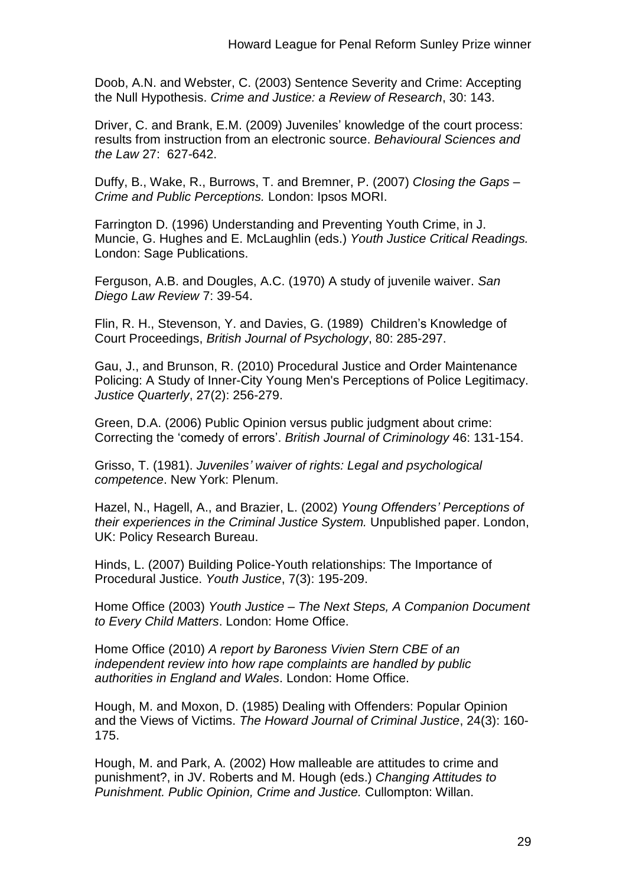Doob, A.N. and Webster, C. (2003) Sentence Severity and Crime: Accepting the Null Hypothesis. *Crime and Justice: a Review of Research*, 30: 143.

Driver, C. and Brank, E.M. (2009) Juveniles' knowledge of the court process: results from instruction from an electronic source. *Behavioural Sciences and the Law* 27: 627-642.

Duffy, B., Wake, R., Burrows, T. and Bremner, P. (2007) *Closing the Gaps – Crime and Public Perceptions.* London: Ipsos MORI.

Farrington D. (1996) Understanding and Preventing Youth Crime, in J. Muncie, G. Hughes and E. McLaughlin (eds.) *Youth Justice Critical Readings.* London: Sage Publications.

Ferguson, A.B. and Dougles, A.C. (1970) A study of juvenile waiver. *San Diego Law Review* 7: 39-54.

Flin, R. H., Stevenson, Y. and Davies, G. (1989) Children's Knowledge of Court Proceedings, *British Journal of Psychology*, 80: 285-297.

Gau, J., and Brunson, R. (2010) Procedural Justice and Order Maintenance Policing: A Study of Inner-City Young Men's Perceptions of Police Legitimacy. *Justice Quarterly*, 27(2): 256-279.

Green, D.A. (2006) Public Opinion versus public judgment about crime: Correcting the 'comedy of errors'. *British Journal of Criminology* 46: 131-154.

Grisso, T. (1981). *Juveniles' waiver of rights: Legal and psychological competence*. New York: Plenum.

Hazel, N., Hagell, A., and Brazier, L. (2002) *Young Offenders' Perceptions of their experiences in the Criminal Justice System.* Unpublished paper. London, UK: Policy Research Bureau.

Hinds, L. (2007) Building Police-Youth relationships: The Importance of Procedural Justice. *Youth Justice*, 7(3): 195-209.

Home Office (2003) *Youth Justice – The Next Steps, A Companion Document to Every Child Matters*. London: Home Office.

Home Office (2010) *A report by Baroness Vivien Stern CBE of an independent review into how rape complaints are handled by public authorities in England and Wales*. London: Home Office.

Hough, M. and Moxon, D. (1985) Dealing with Offenders: Popular Opinion and the Views of Victims. *The Howard Journal of Criminal Justice*, 24(3): 160-175.

Hough, M. and Park, A. (2002) How malleable are attitudes to crime and punishment?, in JV. Roberts and M. Hough (eds.) *Changing Attitudes to Punishment. Public Opinion, Crime and Justice.* Cullompton: Willan.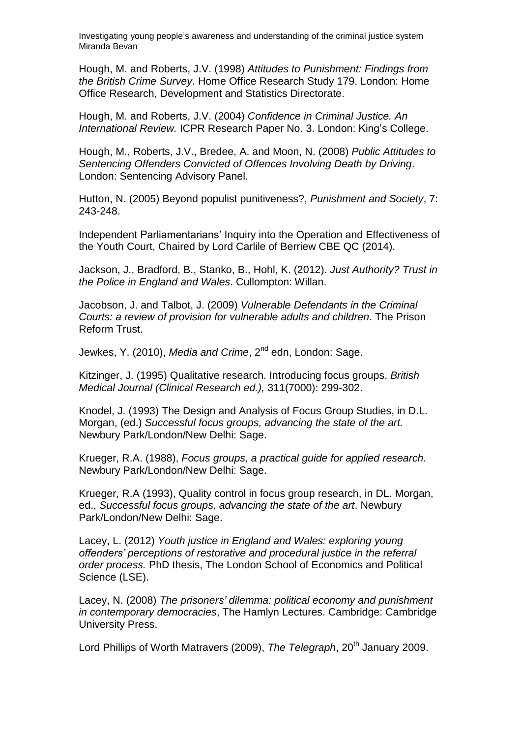Hough, M. and Roberts, J.V. (1998) *Attitudes to Punishment: Findings from the British Crime Survey*. Home Office Research Study 179. London: Home Office Research, Development and Statistics Directorate.

Hough, M. and Roberts, J.V. (2004) *Confidence in Criminal Justice. An International Review.* ICPR Research Paper No. 3. London: King's College.

Hough, M., Roberts, J.V., Bredee, A. and Moon, N. (2008) *Public Attitudes to Sentencing Offenders Convicted of Offences Involving Death by Driving*. London: Sentencing Advisory Panel.

Hutton, N. (2005) Beyond populist punitiveness?, *Punishment and Society*, 7: 243-248.

Independent Parliamentarians' Inquiry into the Operation and Effectiveness of the Youth Court, Chaired by Lord Carlile of Berriew CBE QC (2014).

Jackson, J., Bradford, B., Stanko, B., Hohl, K. (2012). *Just Authority? Trust in the Police in England and Wales*. Cullompton: Willan.

Jacobson, J. and Talbot, J. (2009) *Vulnerable Defendants in the Criminal Courts: a review of provision for vulnerable adults and children*. The Prison Reform Trust.

Jewkes, Y. (2010), *Media and Crime*, 2nd edn, London: Sage.

Kitzinger, J. (1995) Qualitative research. Introducing focus groups. *British Medical Journal (Clinical Research ed.),* 311(7000): 299-302.

Knodel, J. (1993) The Design and Analysis of Focus Group Studies, in D.L. Morgan, (ed.) *Successful focus groups, advancing the state of the art.* Newbury Park/London/New Delhi: Sage.

Krueger, R.A. (1988), *Focus groups, a practical guide for applied research.* Newbury Park/London/New Delhi: Sage.

Krueger, R.A (1993), Quality control in focus group research, in DL. Morgan, ed., *Successful focus groups, advancing the state of the art*. Newbury Park/London/New Delhi: Sage.

Lacey, L. (2012) *Youth justice in England and Wales: exploring young offenders' perceptions of restorative and procedural justice in the referral order process.* PhD thesis, The London School of Economics and Political Science (LSE).

Lacey, N. (2008) *The prisoners' dilemma: political economy and punishment in contemporary democracies*, The Hamlyn Lectures. Cambridge: Cambridge University Press.

Lord Phillips of Worth Matravers (2009), *The Telegraph*, 20th January 2009.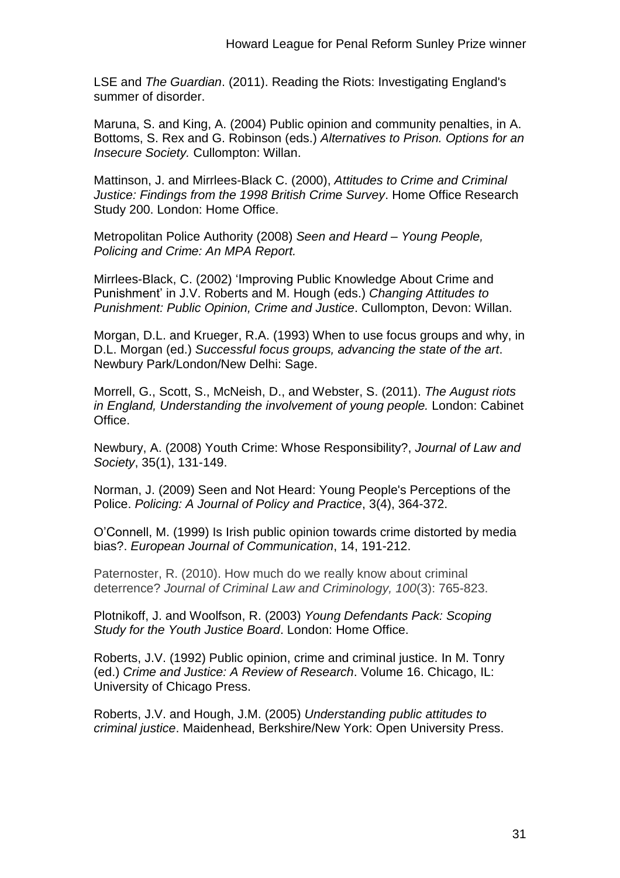LSE and *The Guardian*. (2011). Reading the Riots: Investigating England's summer of disorder.

Maruna, S. and King, A. (2004) Public opinion and community penalties, in A. Bottoms, S. Rex and G. Robinson (eds.) *Alternatives to Prison. Options for an Insecure Society.* Cullompton: Willan.

Mattinson, J. and Mirrlees-Black C. (2000), *Attitudes to Crime and Criminal Justice: Findings from the 1998 British Crime Survey*. Home Office Research Study 200. London: Home Office.

Metropolitan Police Authority (2008) *Seen and Heard – Young People, Policing and Crime: An MPA Report.*

Mirrlees-Black, C. (2002) 'Improving Public Knowledge About Crime and Punishment' in J.V. Roberts and M. Hough (eds.) *Changing Attitudes to Punishment: Public Opinion, Crime and Justice*. Cullompton, Devon: Willan.

Morgan, D.L. and Krueger, R.A. (1993) When to use focus groups and why, in D.L. Morgan (ed.) *Successful focus groups, advancing the state of the art*. Newbury Park/London/New Delhi: Sage.

Morrell, G., Scott, S., McNeish, D., and Webster, S. (2011). *The August riots in England, Understanding the involvement of young people.* London: Cabinet Office.

Newbury, A. (2008) Youth Crime: Whose Responsibility?, *Journal of Law and Society*, 35(1), 131-149.

Norman, J. (2009) Seen and Not Heard: Young People's Perceptions of the Police. *Policing: A Journal of Policy and Practice*, 3(4), 364-372.

O'Connell, M. (1999) Is Irish public opinion towards crime distorted by media bias?. *European Journal of Communication*, 14, 191-212.

Paternoster, R. (2010). How much do we really know about criminal deterrence? *Journal of Criminal Law and Criminology, 100*(3): 765-823.

Plotnikoff, J. and Woolfson, R. (2003) *Young Defendants Pack: Scoping Study for the Youth Justice Board*. London: Home Office.

Roberts, J.V. (1992) Public opinion, crime and criminal justice. In M. Tonry (ed.) *Crime and Justice: A Review of Research*. Volume 16. Chicago, IL: University of Chicago Press.

Roberts, J.V. and Hough, J.M. (2005) *Understanding public attitudes to criminal justice*. Maidenhead, Berkshire/New York: Open University Press.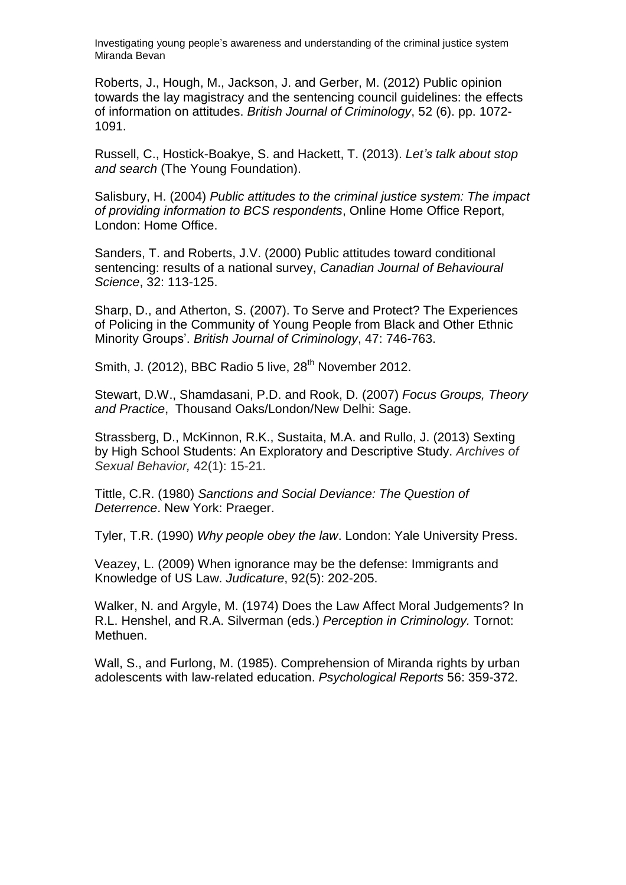Roberts, J., Hough, M., Jackson, J. and Gerber, M. (2012) Public opinion towards the lay magistracy and the sentencing council guidelines: the effects of information on attitudes. *British Journal of Criminology*, 52 (6). pp. 1072-1091.

Russell, C., Hostick-Boakye, S. and Hackett, T. (2013). *Let's talk about stop and search* (The Young Foundation).

Salisbury, H. (2004) *Public attitudes to the criminal justice system: The impact of providing information to BCS respondents*, Online Home Office Report, London: Home Office.

Sanders, T. and Roberts, J.V. (2000) Public attitudes toward conditional sentencing: results of a national survey, *Canadian Journal of Behavioural Science*, 32: 113-125.

Sharp, D., and Atherton, S. (2007). To Serve and Protect? The Experiences of Policing in the Community of Young People from Black and Other Ethnic Minority Groups'. *British Journal of Criminology*, 47: 746-763.

Smith, J. (2012), BBC Radio 5 live, 28th November 2012.

Stewart, D.W., Shamdasani, P.D. and Rook, D. (2007) *Focus Groups, Theory and Practice*, Thousand Oaks/London/New Delhi: Sage.

Strassberg, D., McKinnon, R.K., Sustaita, M.A. and Rullo, J. (2013) Sexting by High School Students: An Exploratory and Descriptive Study. *Archives of Sexual Behavior,* 42(1): 15-21.

Tittle, C.R. (1980) *Sanctions and Social Deviance: The Question of Deterrence*. New York: Praeger.

Tyler, T.R. (1990) *Why people obey the law*. London: Yale University Press.

Veazey, L. (2009) When ignorance may be the defense: Immigrants and Knowledge of US Law. *Judicature*, 92(5): 202-205.

Walker, N. and Argyle, M. (1974) Does the Law Affect Moral Judgements? In R.L. Henshel, and R.A. Silverman (eds.) *Perception in Criminology.* Tornot: Methuen.

Wall, S., and Furlong, M. (1985). Comprehension of Miranda rights by urban adolescents with law-related education. *Psychological Reports* 56: 359-372.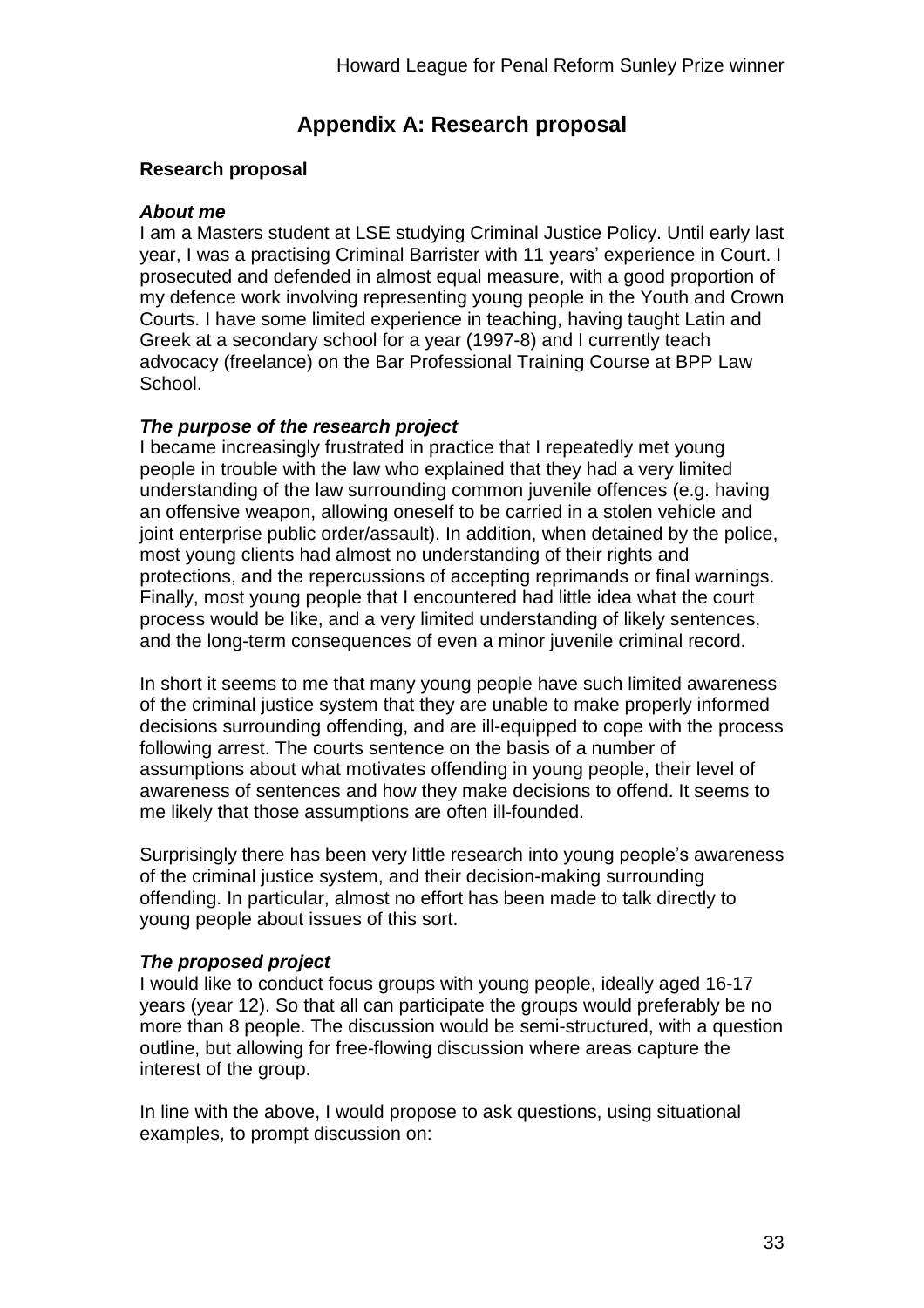# Appendix A: Research proposal

**Research proposal**

***About me***

I am a Masters student at LSE studying Criminal Justice Policy. Until early last year, I was a practising Criminal Barrister with 11 years' experience in Court. I prosecuted and defended in almost equal measure, with a good proportion of my defence work involving representing young people in the Youth and Crown Courts. I have some limited experience in teaching, having taught Latin and Greek at a secondary school for a year (1997-8) and I currently teach advocacy (freelance) on the Bar Professional Training Course at BPP Law School.

***The purpose of the research project***

I became increasingly frustrated in practice that I repeatedly met young people in trouble with the law who explained that they had a very limited understanding of the law surrounding common juvenile offences (e.g. having an offensive weapon, allowing oneself to be carried in a stolen vehicle and joint enterprise public order/assault). In addition, when detained by the police, most young clients had almost no understanding of their rights and protections, and the repercussions of accepting reprimands or final warnings. Finally, most young people that I encountered had little idea what the court process would be like, and a very limited understanding of likely sentences, and the long-term consequences of even a minor juvenile criminal record.

In short it seems to me that many young people have such limited awareness of the criminal justice system that they are unable to make properly informed decisions surrounding offending, and are ill-equipped to cope with the process following arrest. The courts sentence on the basis of a number of assumptions about what motivates offending in young people, their level of awareness of sentences and how they make decisions to offend. It seems to me likely that those assumptions are often ill-founded.

Surprisingly there has been very little research into young people's awareness of the criminal justice system, and their decision-making surrounding offending. In particular, almost no effort has been made to talk directly to young people about issues of this sort.

***The proposed project***

I would like to conduct focus groups with young people, ideally aged 16-17 years (year 12). So that all can participate the groups would preferably be no more than 8 people. The discussion would be semi-structured, with a question outline, but allowing for free-flowing discussion where areas capture the interest of the group.

In line with the above, I would propose to ask questions, using situational examples, to prompt discussion on: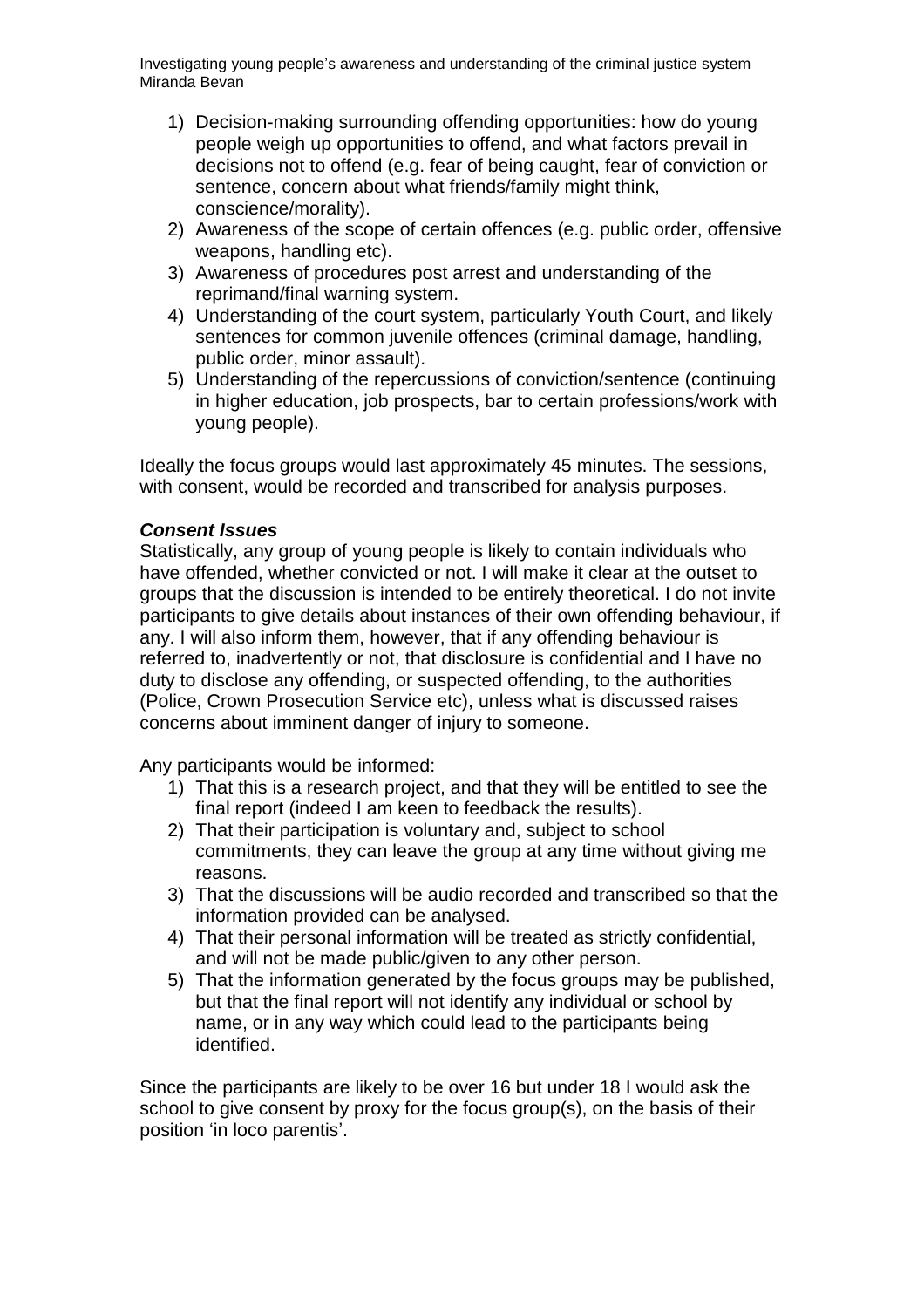1) Decision-making surrounding offending opportunities: how do young people weigh up opportunities to offend, and what factors prevail in decisions not to offend (e.g. fear of being caught, fear of conviction or sentence, concern about what friends/family might think, conscience/morality).
2) Awareness of the scope of certain offences (e.g. public order, offensive weapons, handling etc).
3) Awareness of procedures post arrest and understanding of the reprimand/final warning system.
4) Understanding of the court system, particularly Youth Court, and likely sentences for common juvenile offences (criminal damage, handling, public order, minor assault).
5) Understanding of the repercussions of conviction/sentence (continuing in higher education, job prospects, bar to certain professions/work with young people).

Ideally the focus groups would last approximately 45 minutes. The sessions, with consent, would be recorded and transcribed for analysis purposes.

***Consent Issues***

Statistically, any group of young people is likely to contain individuals who have offended, whether convicted or not. I will make it clear at the outset to groups that the discussion is intended to be entirely theoretical. I do not invite participants to give details about instances of their own offending behaviour, if any. I will also inform them, however, that if any offending behaviour is referred to, inadvertently or not, that disclosure is confidential and I have no duty to disclose any offending, or suspected offending, to the authorities (Police, Crown Prosecution Service etc), unless what is discussed raises concerns about imminent danger of injury to someone.

Any participants would be informed:

1) That this is a research project, and that they will be entitled to see the final report (indeed I am keen to feedback the results).
2) That their participation is voluntary and, subject to school commitments, they can leave the group at any time without giving me reasons.
3) That the discussions will be audio recorded and transcribed so that the information provided can be analysed.
4) That their personal information will be treated as strictly confidential, and will not be made public/given to any other person.
5) That the information generated by the focus groups may be published, but that the final report will not identify any individual or school by name, or in any way which could lead to the participants being identified.

Since the participants are likely to be over 16 but under 18 I would ask the school to give consent by proxy for the focus group(s), on the basis of their position 'in loco parentis'.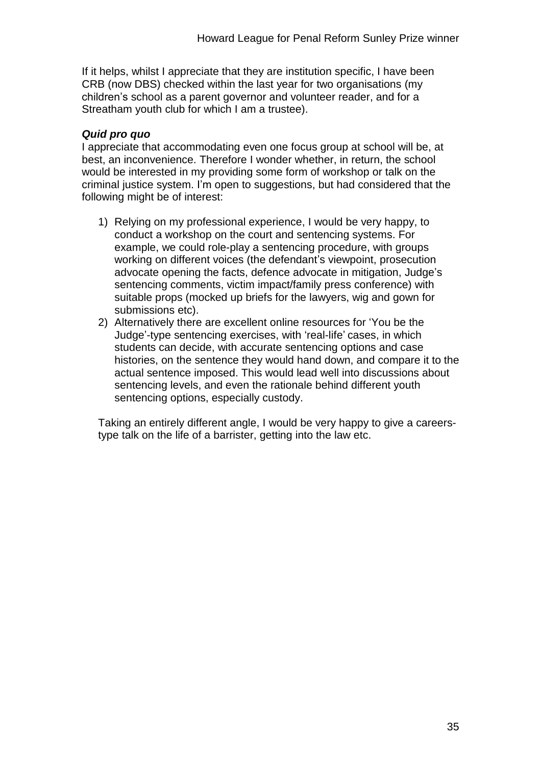If it helps, whilst I appreciate that they are institution specific, I have been CRB (now DBS) checked within the last year for two organisations (my children's school as a parent governor and volunteer reader, and for a Streatham youth club for which I am a trustee).

***Quid pro quo***

I appreciate that accommodating even one focus group at school will be, at best, an inconvenience. Therefore I wonder whether, in return, the school would be interested in my providing some form of workshop or talk on the criminal justice system. I'm open to suggestions, but had considered that the following might be of interest:

1) Relying on my professional experience, I would be very happy, to conduct a workshop on the court and sentencing systems. For example, we could role-play a sentencing procedure, with groups working on different voices (the defendant's viewpoint, prosecution advocate opening the facts, defence advocate in mitigation, Judge's sentencing comments, victim impact/family press conference) with suitable props (mocked up briefs for the lawyers, wig and gown for submissions etc).
2) Alternatively there are excellent online resources for 'You be the Judge'-type sentencing exercises, with 'real-life' cases, in which students can decide, with accurate sentencing options and case histories, on the sentence they would hand down, and compare it to the actual sentence imposed. This would lead well into discussions about sentencing levels, and even the rationale behind different youth sentencing options, especially custody.

Taking an entirely different angle, I would be very happy to give a careers-type talk on the life of a barrister, getting into the law etc.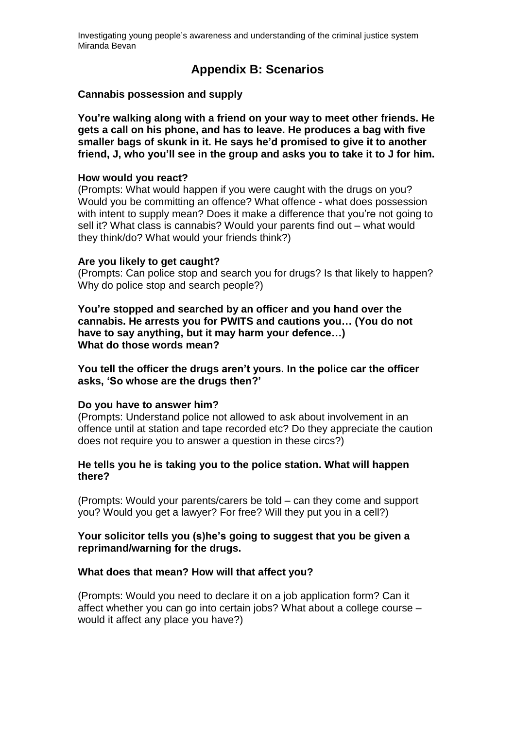# Appendix B: Scenarios

**Cannabis possession and supply**

**You're walking along with a friend on your way to meet other friends. He gets a call on his phone, and has to leave. He produces a bag with five smaller bags of skunk in it. He says he'd promised to give it to another friend, J, who you'll see in the group and asks you to take it to J for him.**

**How would you react?**
(Prompts: What would happen if you were caught with the drugs on you? Would you be committing an offence? What offence - what does possession with intent to supply mean? Does it make a difference that you're not going to sell it? What class is cannabis? Would your parents find out – what would they think/do? What would your friends think?)

**Are you likely to get caught?**
(Prompts: Can police stop and search you for drugs? Is that likely to happen? Why do police stop and search people?)

**You're stopped and searched by an officer and you hand over the cannabis. He arrests you for PWITS and cautions you… (You do not have to say anything, but it may harm your defence…)**
**What do those words mean?**

**You tell the officer the drugs aren't yours. In the police car the officer asks, 'So whose are the drugs then?'**

**Do you have to answer him?**
(Prompts: Understand police not allowed to ask about involvement in an offence until at station and tape recorded etc? Do they appreciate the caution does not require you to answer a question in these circs?)

**He tells you he is taking you to the police station. What will happen there?**

(Prompts: Would your parents/carers be told – can they come and support you? Would you get a lawyer? For free? Will they put you in a cell?)

**Your solicitor tells you (s)he's going to suggest that you be given a reprimand/warning for the drugs.**

**What does that mean? How will that affect you?**

(Prompts: Would you need to declare it on a job application form? Can it affect whether you can go into certain jobs? What about a college course – would it affect any place you have?)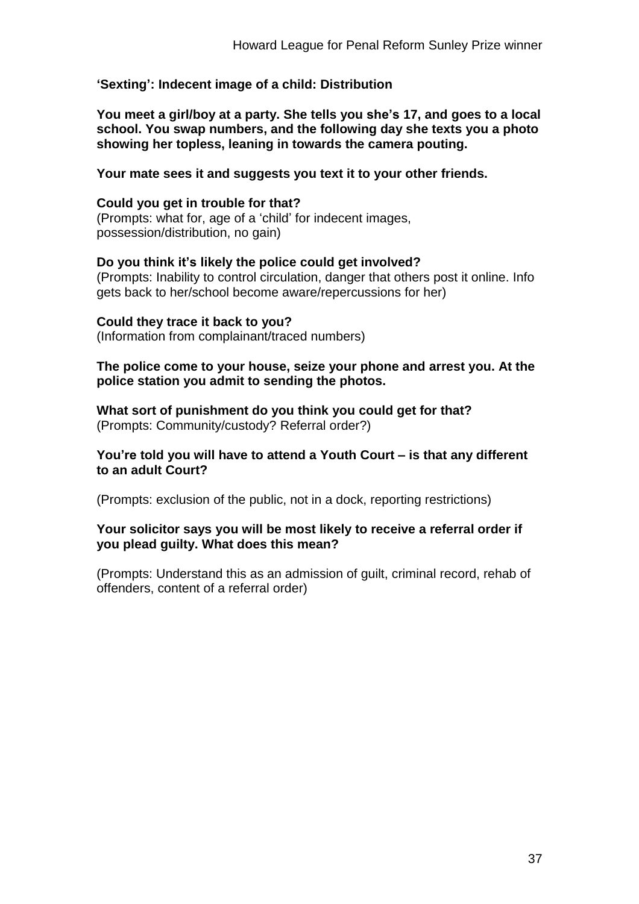**‘Sexting’: Indecent image of a child: Distribution**

**You meet a girl/boy at a party. She tells you she’s 17, and goes to a local school. You swap numbers, and the following day she texts you a photo showing her topless, leaning in towards the camera pouting.**

**Your mate sees it and suggests you text it to your other friends.**

**Could you get in trouble for that?**
(Prompts: what for, age of a ‘child’ for indecent images, possession/distribution, no gain)

**Do you think it’s likely the police could get involved?**
(Prompts: Inability to control circulation, danger that others post it online. Info gets back to her/school become aware/repercussions for her)

**Could they trace it back to you?**
(Information from complainant/traced numbers)

**The police come to your house, seize your phone and arrest you. At the police station you admit to sending the photos.**

**What sort of punishment do you think you could get for that?**
(Prompts: Community/custody? Referral order?)

**You’re told you will have to attend a Youth Court – is that any different to an adult Court?**

(Prompts: exclusion of the public, not in a dock, reporting restrictions)

**Your solicitor says you will be most likely to receive a referral order if you plead guilty. What does this mean?**

(Prompts: Understand this as an admission of guilt, criminal record, rehab of offenders, content of a referral order)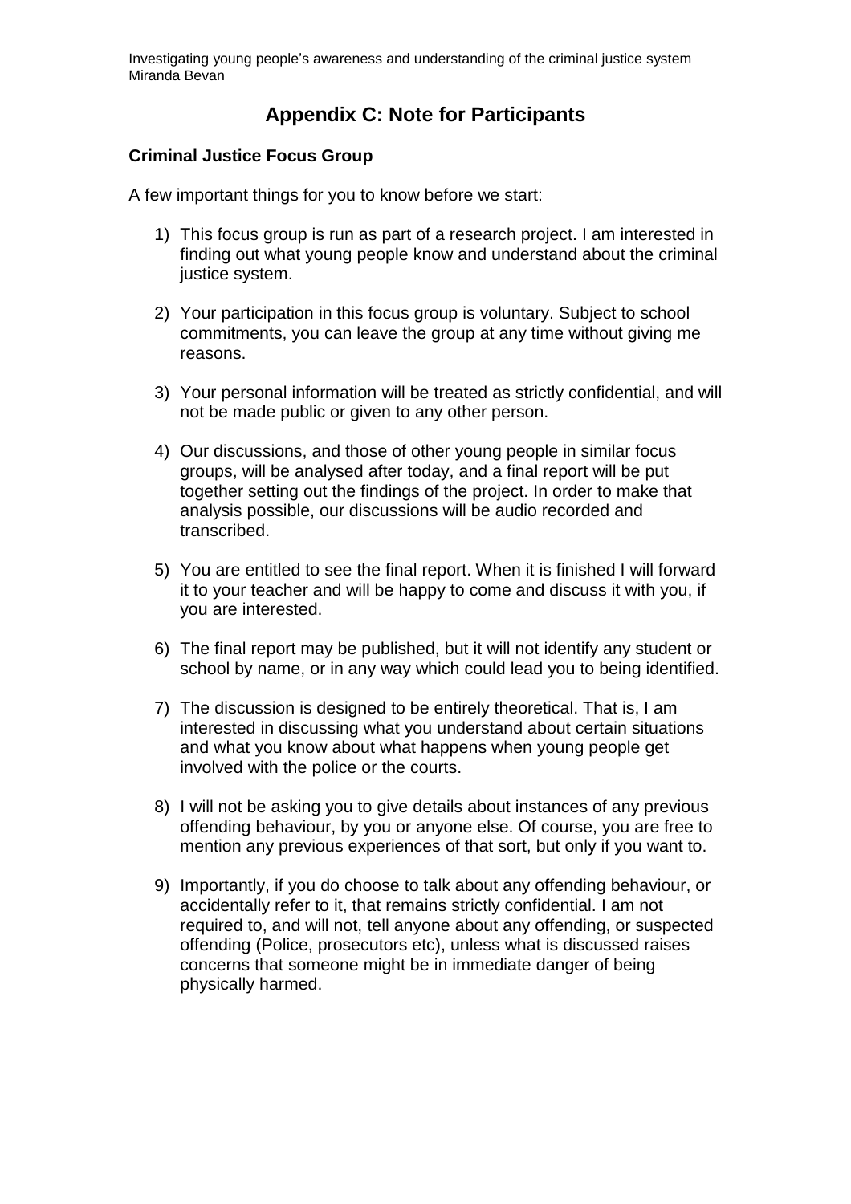## Appendix C: Note for Participants

### Criminal Justice Focus Group

A few important things for you to know before we start:

1) This focus group is run as part of a research project. I am interested in finding out what young people know and understand about the criminal justice system.

2) Your participation in this focus group is voluntary. Subject to school commitments, you can leave the group at any time without giving me reasons.

3) Your personal information will be treated as strictly confidential, and will not be made public or given to any other person.

4) Our discussions, and those of other young people in similar focus groups, will be analysed after today, and a final report will be put together setting out the findings of the project. In order to make that analysis possible, our discussions will be audio recorded and transcribed.

5) You are entitled to see the final report. When it is finished I will forward it to your teacher and will be happy to come and discuss it with you, if you are interested.

6) The final report may be published, but it will not identify any student or school by name, or in any way which could lead you to being identified.

7) The discussion is designed to be entirely theoretical. That is, I am interested in discussing what you understand about certain situations and what you know about what happens when young people get involved with the police or the courts.

8) I will not be asking you to give details about instances of any previous offending behaviour, by you or anyone else. Of course, you are free to mention any previous experiences of that sort, but only if you want to.

9) Importantly, if you do choose to talk about any offending behaviour, or accidentally refer to it, that remains strictly confidential. I am not required to, and will not, tell anyone about any offending, or suspected offending (Police, prosecutors etc), unless what is discussed raises concerns that someone might be in immediate danger of being physically harmed.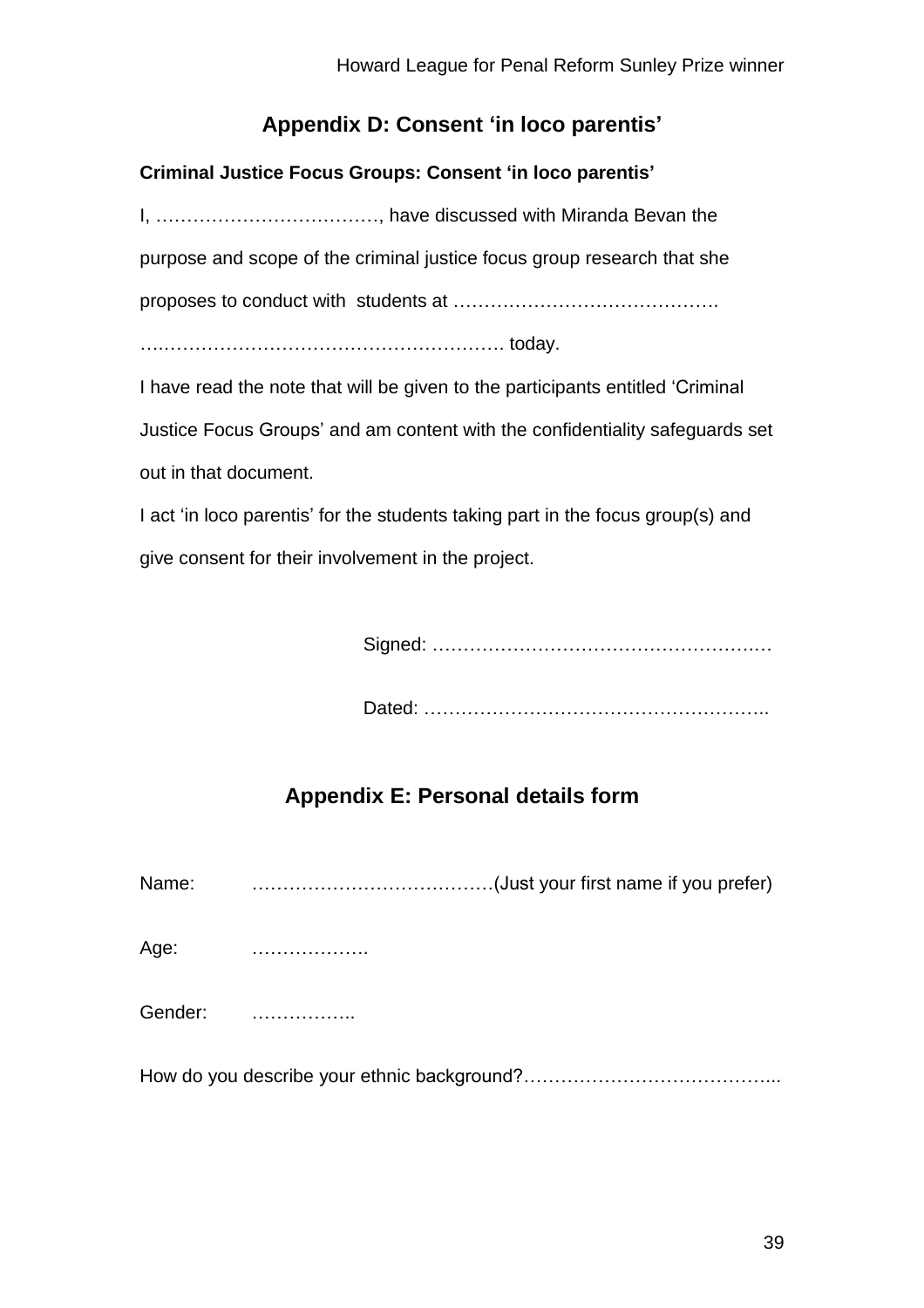## Appendix D: Consent 'in loco parentis'

**Criminal Justice Focus Groups: Consent 'in loco parentis'**

I, ………………………………, have discussed with Miranda Bevan the purpose and scope of the criminal justice focus group research that she proposes to conduct with students at ……………………………………. ….………………………………………………. today.

I have read the note that will be given to the participants entitled 'Criminal Justice Focus Groups' and am content with the confidentiality safeguards set out in that document.

I act 'in loco parentis' for the students taking part in the focus group(s) and give consent for their involvement in the project.

Signed: ……………………………………………….

Dated: ………………………………………………..

## Appendix E: Personal details form

Name: …………………………………(Just your first name if you prefer)

Age: ……………….

Gender: ……………..

How do you describe your ethnic background?…………………………………...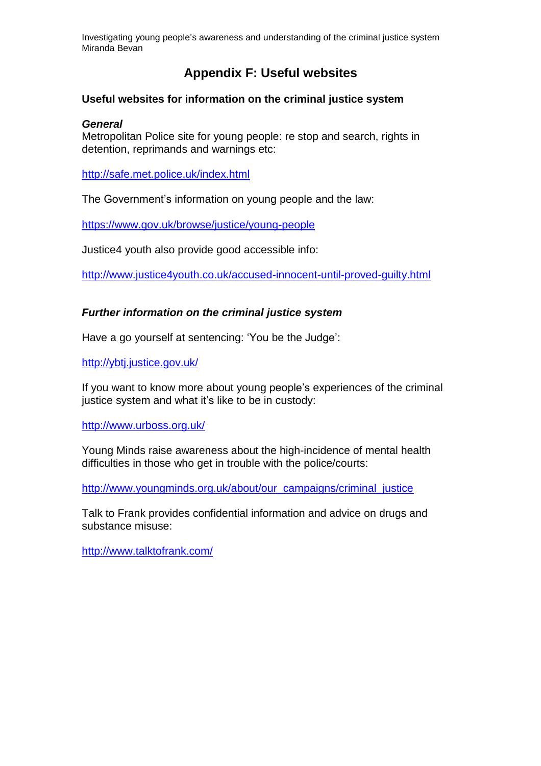# Appendix F: Useful websites

**Useful websites for information on the criminal justice system**

***General***

Metropolitan Police site for young people: re stop and search, rights in detention, reprimands and warnings etc:

http://safe.met.police.uk/index.html

The Government's information on young people and the law:

https://www.gov.uk/browse/justice/young-people

Justice4 youth also provide good accessible info:

http://www.justice4youth.co.uk/accused-innocent-until-proved-guilty.html

***Further information on the criminal justice system***

Have a go yourself at sentencing: 'You be the Judge':

http://ybtj.justice.gov.uk/

If you want to know more about young people's experiences of the criminal justice system and what it's like to be in custody:

http://www.urboss.org.uk/

Young Minds raise awareness about the high-incidence of mental health difficulties in those who get in trouble with the police/courts:

http://www.youngminds.org.uk/about/our_campaigns/criminal_justice

Talk to Frank provides confidential information and advice on drugs and substance misuse:

http://www.talktofrank.com/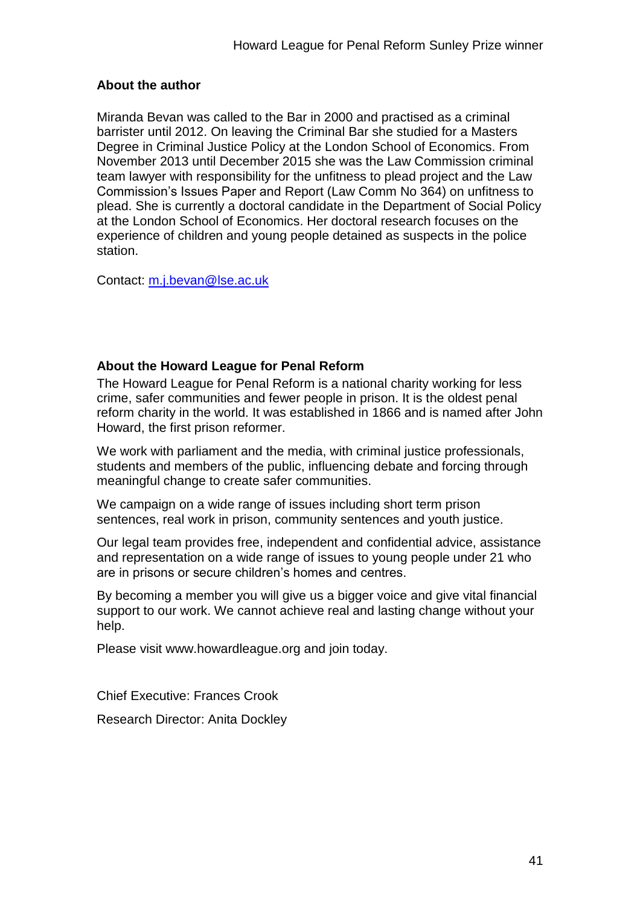## About the author

Miranda Bevan was called to the Bar in 2000 and practised as a criminal barrister until 2012. On leaving the Criminal Bar she studied for a Masters Degree in Criminal Justice Policy at the London School of Economics. From November 2013 until December 2015 she was the Law Commission criminal team lawyer with responsibility for the unfitness to plead project and the Law Commission's Issues Paper and Report (Law Comm No 364) on unfitness to plead. She is currently a doctoral candidate in the Department of Social Policy at the London School of Economics. Her doctoral research focuses on the experience of children and young people detained as suspects in the police station.

Contact: m.j.bevan@lse.ac.uk

## About the Howard League for Penal Reform

The Howard League for Penal Reform is a national charity working for less crime, safer communities and fewer people in prison. It is the oldest penal reform charity in the world. It was established in 1866 and is named after John Howard, the first prison reformer.

We work with parliament and the media, with criminal justice professionals, students and members of the public, influencing debate and forcing through meaningful change to create safer communities.

We campaign on a wide range of issues including short term prison sentences, real work in prison, community sentences and youth justice.

Our legal team provides free, independent and confidential advice, assistance and representation on a wide range of issues to young people under 21 who are in prisons or secure children's homes and centres.

By becoming a member you will give us a bigger voice and give vital financial support to our work. We cannot achieve real and lasting change without your help.

Please visit www.howardleague.org and join today.

Chief Executive: Frances Crook

Research Director: Anita Dockley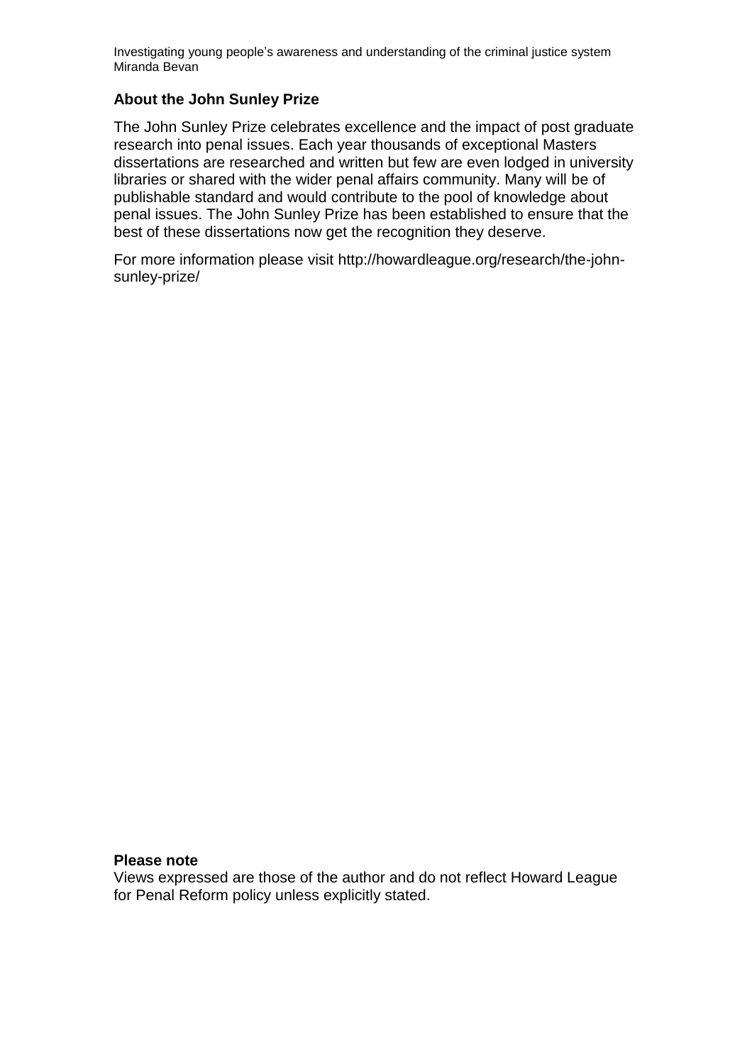## About the John Sunley Prize

The John Sunley Prize celebrates excellence and the impact of post graduate research into penal issues. Each year thousands of exceptional Masters dissertations are researched and written but few are even lodged in university libraries or shared with the wider penal affairs community. Many will be of publishable standard and would contribute to the pool of knowledge about penal issues. The John Sunley Prize has been established to ensure that the best of these dissertations now get the recognition they deserve.

For more information please visit http://howardleague.org/research/the-john-sunley-prize/

**Please note**
Views expressed are those of the author and do not reflect Howard League for Penal Reform policy unless explicitly stated.